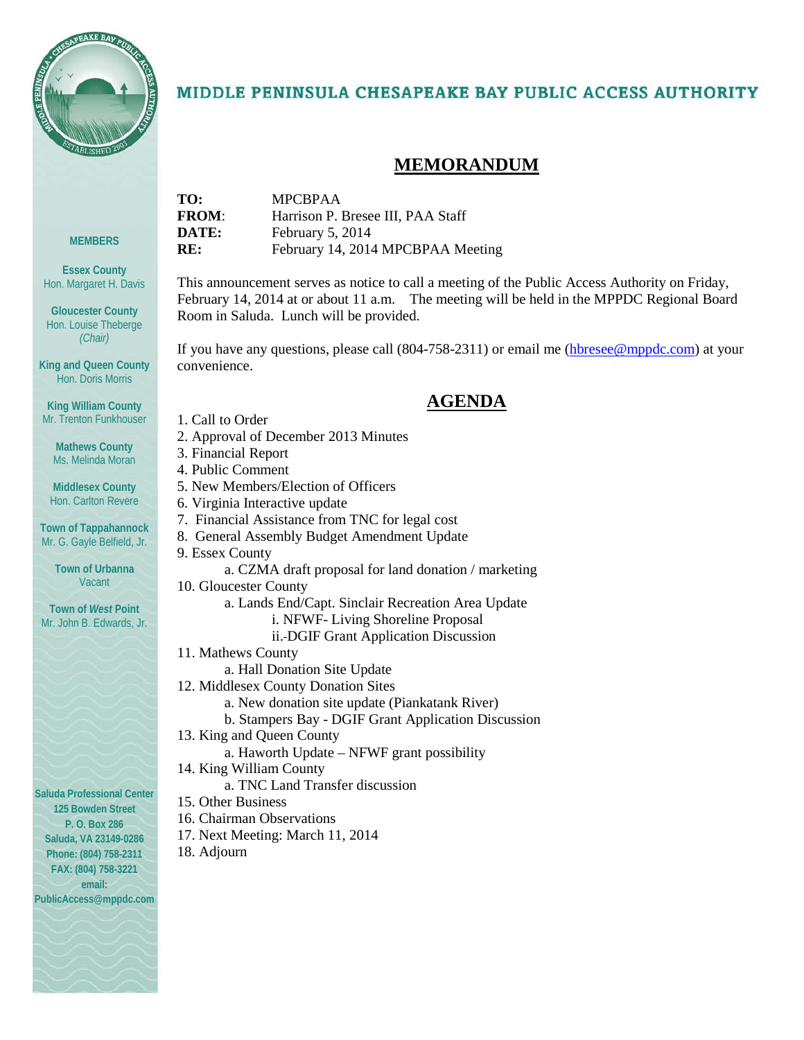# MIDDLE PENINSULA CHESAPEAKE BAY PUBLIC ACCESS AUTHORITY

**MEMBERS**

**Essex County**
Hon. Margaret H. Davis

**Gloucester County**
Hon. Louise Theberge
*(Chair)*

**King and Queen County**
Hon. Doris Morris

**King William County**
Mr. Trenton Funkhouser

**Mathews County**
Ms. Melinda Moran

**Middlesex County**
Hon. Carlton Revere

**Town of Tappahannock**
Mr. G. Gayle Belfield, Jr.

**Town of Urbanna**
Vacant

**Town of *West* Point**
Mr. John B. Edwards, Jr.

**Saluda Professional Center**
**125 Bowden Street**
**P. O. Box 286**
**Saluda, VA 23149-0286**
**Phone: (804) 758-2311**
**FAX: (804) 758-3221**
**email:**
**PublicAccess@mppdc.com**

## MEMORANDUM

**TO:** MPCBPAA
**FROM**: Harrison P. Bresee III, PAA Staff
**DATE:** February 5, 2014
**RE:** February 14, 2014 MPCBPAA Meeting

This announcement serves as notice to call a meeting of the Public Access Authority on Friday, February 14, 2014 at or about 11 a.m. The meeting will be held in the MPPDC Regional Board Room in Saluda. Lunch will be provided.

If you have any questions, please call (804-758-2311) or email me (hbresee@mppdc.com) at your convenience.

## AGENDA

1. Call to Order
2. Approval of December 2013 Minutes
3. Financial Report
4. Public Comment
5. New Members/Election of Officers
6. Virginia Interactive update
7. Financial Assistance from TNC for legal cost
8. General Assembly Budget Amendment Update
9. Essex County
   - a. CZMA draft proposal for land donation / marketing
10. Gloucester County
    - a. Lands End/Capt. Sinclair Recreation Area Update
      - i. NFWF- Living Shoreline Proposal
      - ii. DGIF Grant Application Discussion
11. Mathews County
    - a. Hall Donation Site Update
12. Middlesex County Donation Sites
    - a. New donation site update (Piankatank River)
    - b. Stampers Bay - DGIF Grant Application Discussion
13. King and Queen County
    - a. Haworth Update – NFWF grant possibility
14. King William County
    - a. TNC Land Transfer discussion
15. Other Business
16. Chairman Observations
17. Next Meeting: March 11, 2014
18. Adjourn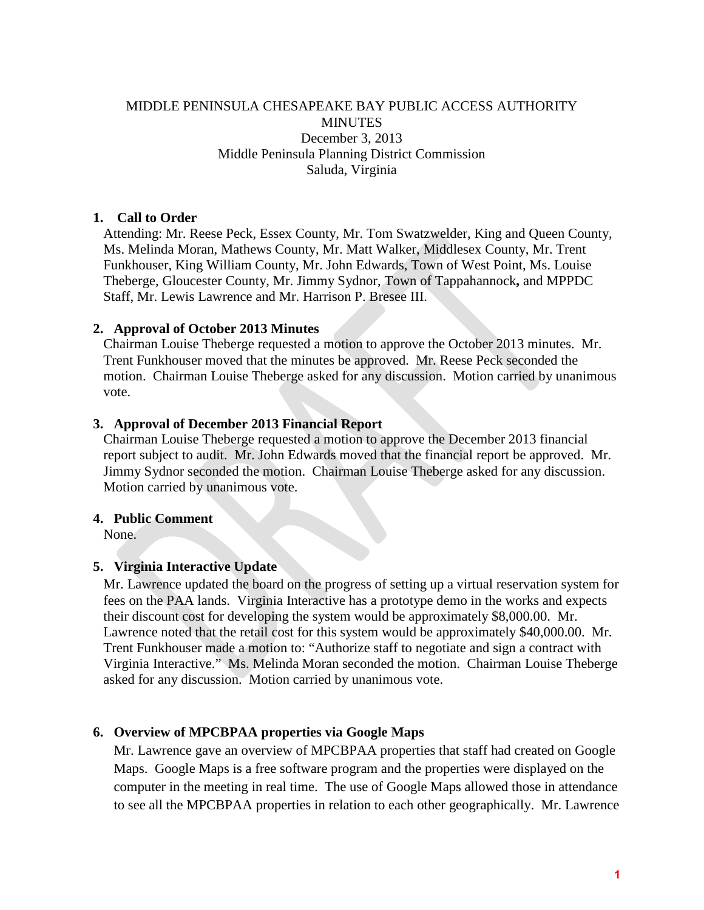MIDDLE PENINSULA CHESAPEAKE BAY PUBLIC ACCESS AUTHORITY
MINUTES
December 3, 2013
Middle Peninsula Planning District Commission
Saluda, Virginia

**1. Call to Order**

Attending: Mr. Reese Peck, Essex County, Mr. Tom Swatzwelder, King and Queen County, Ms. Melinda Moran, Mathews County, Mr. Matt Walker, Middlesex County, Mr. Trent Funkhouser, King William County, Mr. John Edwards, Town of West Point, Ms. Louise Theberge, Gloucester County, Mr. Jimmy Sydnor, Town of Tappahannock**,** and MPPDC Staff, Mr. Lewis Lawrence and Mr. Harrison P. Bresee III.

**2. Approval of October 2013 Minutes**

Chairman Louise Theberge requested a motion to approve the October 2013 minutes. Mr. Trent Funkhouser moved that the minutes be approved. Mr. Reese Peck seconded the motion. Chairman Louise Theberge asked for any discussion. Motion carried by unanimous vote.

**3. Approval of December 2013 Financial Report**

Chairman Louise Theberge requested a motion to approve the December 2013 financial report subject to audit. Mr. John Edwards moved that the financial report be approved. Mr. Jimmy Sydnor seconded the motion. Chairman Louise Theberge asked for any discussion. Motion carried by unanimous vote.

**4. Public Comment**

None.

**5. Virginia Interactive Update**

Mr. Lawrence updated the board on the progress of setting up a virtual reservation system for fees on the PAA lands. Virginia Interactive has a prototype demo in the works and expects their discount cost for developing the system would be approximately $8,000.00. Mr. Lawrence noted that the retail cost for this system would be approximately $40,000.00. Mr. Trent Funkhouser made a motion to: "Authorize staff to negotiate and sign a contract with Virginia Interactive." Ms. Melinda Moran seconded the motion. Chairman Louise Theberge asked for any discussion. Motion carried by unanimous vote.

**6. Overview of MPCBPAA properties via Google Maps**

Mr. Lawrence gave an overview of MPCBPAA properties that staff had created on Google Maps. Google Maps is a free software program and the properties were displayed on the computer in the meeting in real time. The use of Google Maps allowed those in attendance to see all the MPCBPAA properties in relation to each other geographically. Mr. Lawrence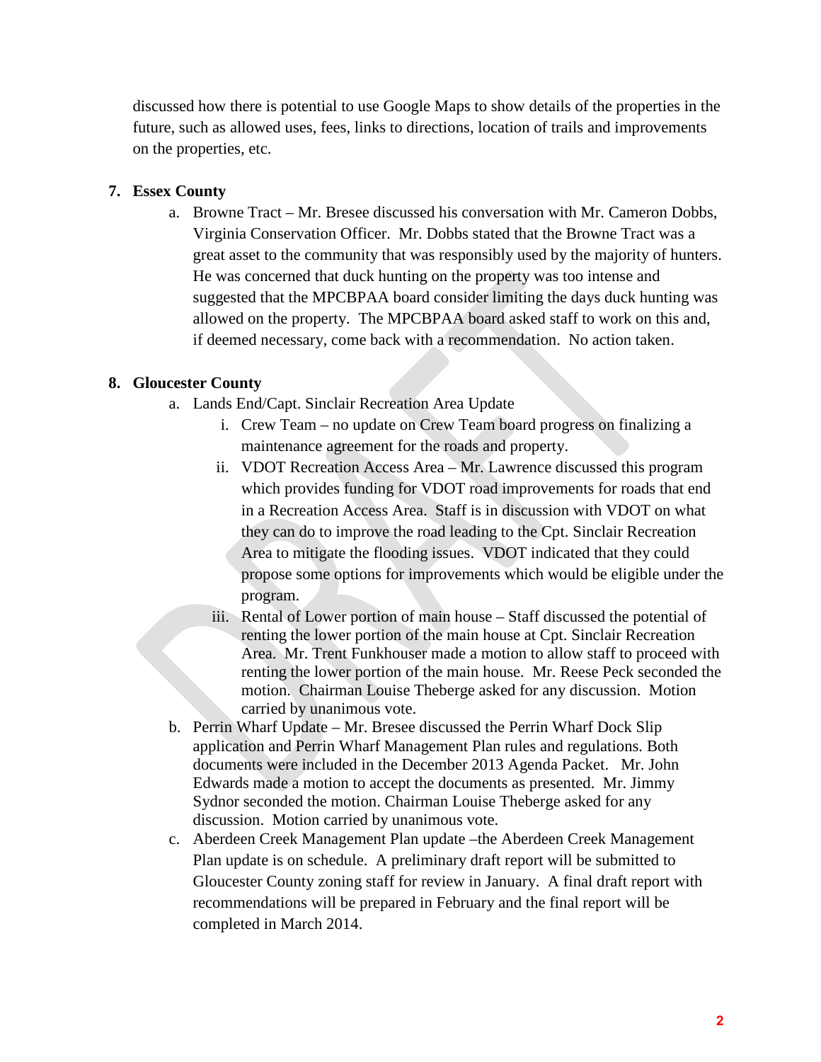discussed how there is potential to use Google Maps to show details of the properties in the future, such as allowed uses, fees, links to directions, location of trails and improvements on the properties, etc.

**7. Essex County**

a. Browne Tract – Mr. Bresee discussed his conversation with Mr. Cameron Dobbs, Virginia Conservation Officer. Mr. Dobbs stated that the Browne Tract was a great asset to the community that was responsibly used by the majority of hunters. He was concerned that duck hunting on the property was too intense and suggested that the MPCBPAA board consider limiting the days duck hunting was allowed on the property. The MPCBPAA board asked staff to work on this and, if deemed necessary, come back with a recommendation. No action taken.

**8. Gloucester County**

a. Lands End/Capt. Sinclair Recreation Area Update
   i. Crew Team – no update on Crew Team board progress on finalizing a maintenance agreement for the roads and property.
   ii. VDOT Recreation Access Area – Mr. Lawrence discussed this program which provides funding for VDOT road improvements for roads that end in a Recreation Access Area. Staff is in discussion with VDOT on what they can do to improve the road leading to the Cpt. Sinclair Recreation Area to mitigate the flooding issues. VDOT indicated that they could propose some options for improvements which would be eligible under the program.
   iii. Rental of Lower portion of main house – Staff discussed the potential of renting the lower portion of the main house at Cpt. Sinclair Recreation Area. Mr. Trent Funkhouser made a motion to allow staff to proceed with renting the lower portion of the main house. Mr. Reese Peck seconded the motion. Chairman Louise Theberge asked for any discussion. Motion carried by unanimous vote.

b. Perrin Wharf Update – Mr. Bresee discussed the Perrin Wharf Dock Slip application and Perrin Wharf Management Plan rules and regulations. Both documents were included in the December 2013 Agenda Packet. Mr. John Edwards made a motion to accept the documents as presented. Mr. Jimmy Sydnor seconded the motion. Chairman Louise Theberge asked for any discussion. Motion carried by unanimous vote.

c. Aberdeen Creek Management Plan update –the Aberdeen Creek Management Plan update is on schedule. A preliminary draft report will be submitted to Gloucester County zoning staff for review in January. A final draft report with recommendations will be prepared in February and the final report will be completed in March 2014.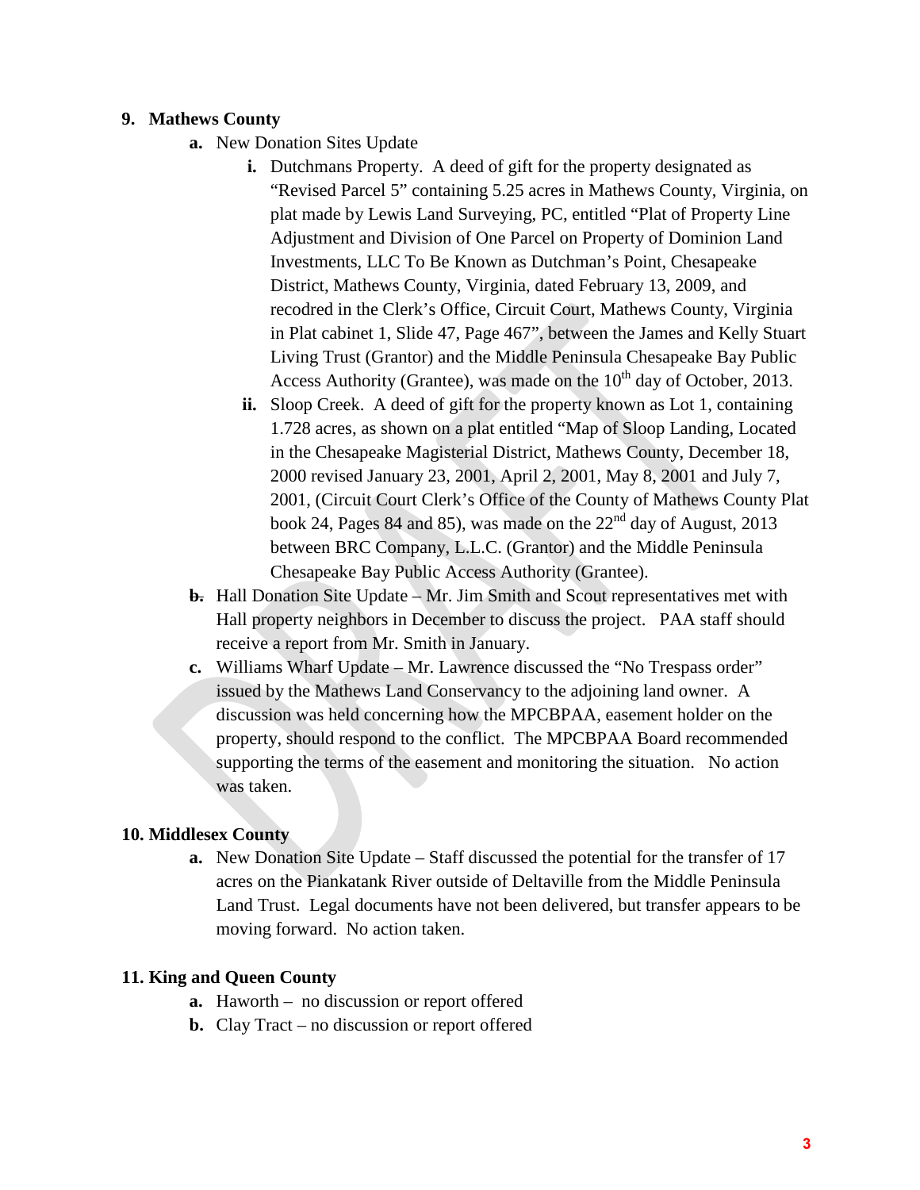**9. Mathews County**

- **a.** New Donation Sites Update
  - **i.** Dutchmans Property. A deed of gift for the property designated as "Revised Parcel 5" containing 5.25 acres in Mathews County, Virginia, on plat made by Lewis Land Surveying, PC, entitled "Plat of Property Line Adjustment and Division of One Parcel on Property of Dominion Land Investments, LLC To Be Known as Dutchman's Point, Chesapeake District, Mathews County, Virginia, dated February 13, 2009, and recodred in the Clerk's Office, Circuit Court, Mathews County, Virginia in Plat cabinet 1, Slide 47, Page 467", between the James and Kelly Stuart Living Trust (Grantor) and the Middle Peninsula Chesapeake Bay Public Access Authority (Grantee), was made on the 10th day of October, 2013.
  - **ii.** Sloop Creek. A deed of gift for the property known as Lot 1, containing 1.728 acres, as shown on a plat entitled "Map of Sloop Landing, Located in the Chesapeake Magisterial District, Mathews County, December 18, 2000 revised January 23, 2001, April 2, 2001, May 8, 2001 and July 7, 2001, (Circuit Court Clerk's Office of the County of Mathews County Plat book 24, Pages 84 and 85), was made on the 22nd day of August, 2013 between BRC Company, L.L.C. (Grantor) and the Middle Peninsula Chesapeake Bay Public Access Authority (Grantee).
- ~~**b.**~~ Hall Donation Site Update – Mr. Jim Smith and Scout representatives met with Hall property neighbors in December to discuss the project. PAA staff should receive a report from Mr. Smith in January.
- **c.** Williams Wharf Update – Mr. Lawrence discussed the "No Trespass order" issued by the Mathews Land Conservancy to the adjoining land owner. A discussion was held concerning how the MPCBPAA, easement holder on the property, should respond to the conflict. The MPCBPAA Board recommended supporting the terms of the easement and monitoring the situation. No action was taken.

**10. Middlesex County**

- **a.** New Donation Site Update – Staff discussed the potential for the transfer of 17 acres on the Piankatank River outside of Deltaville from the Middle Peninsula Land Trust. Legal documents have not been delivered, but transfer appears to be moving forward. No action taken.

**11. King and Queen County**

- **a.** Haworth – no discussion or report offered
- **b.** Clay Tract – no discussion or report offered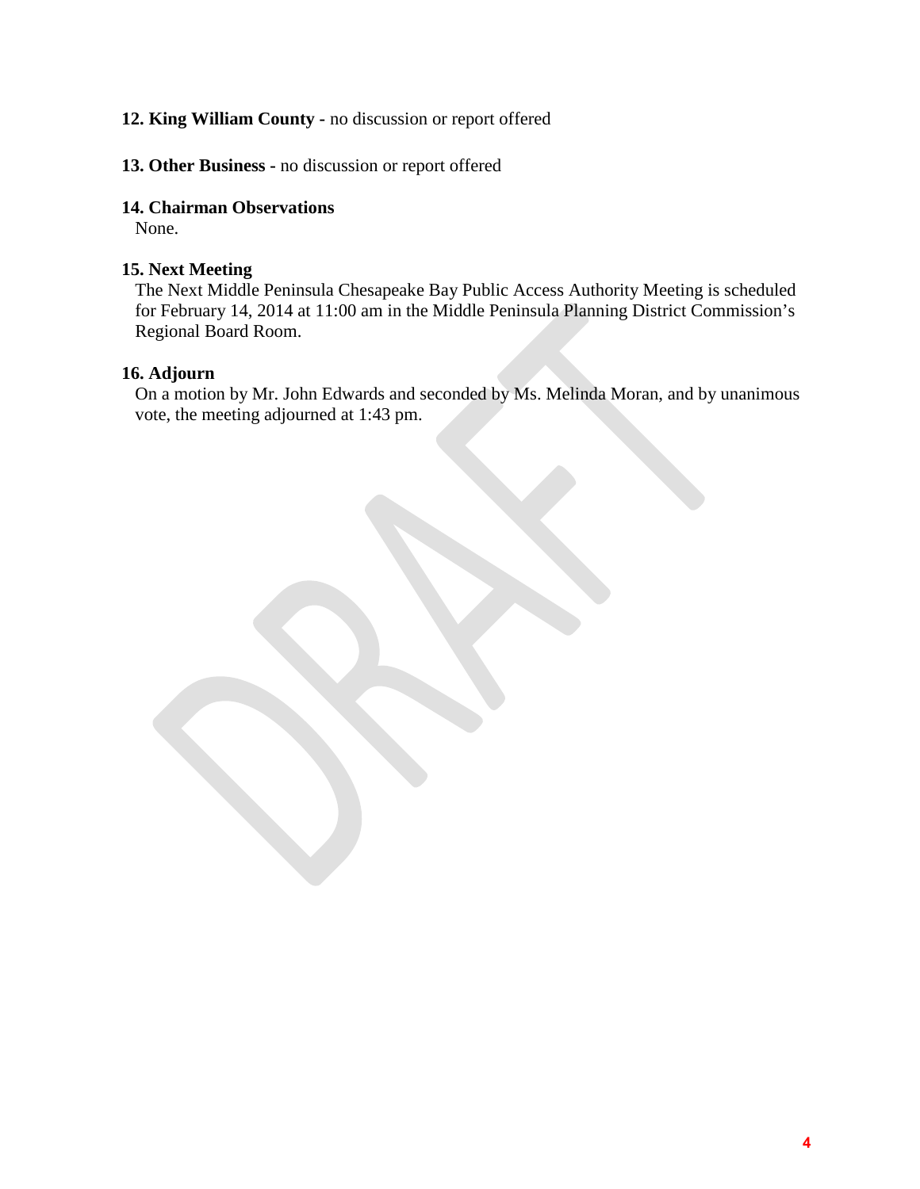**12. King William County -** no discussion or report offered

**13. Other Business -** no discussion or report offered

**14. Chairman Observations**

None.

**15. Next Meeting**

The Next Middle Peninsula Chesapeake Bay Public Access Authority Meeting is scheduled for February 14, 2014 at 11:00 am in the Middle Peninsula Planning District Commission's Regional Board Room.

**16. Adjourn**

On a motion by Mr. John Edwards and seconded by Ms. Melinda Moran, and by unanimous vote, the meeting adjourned at 1:43 pm.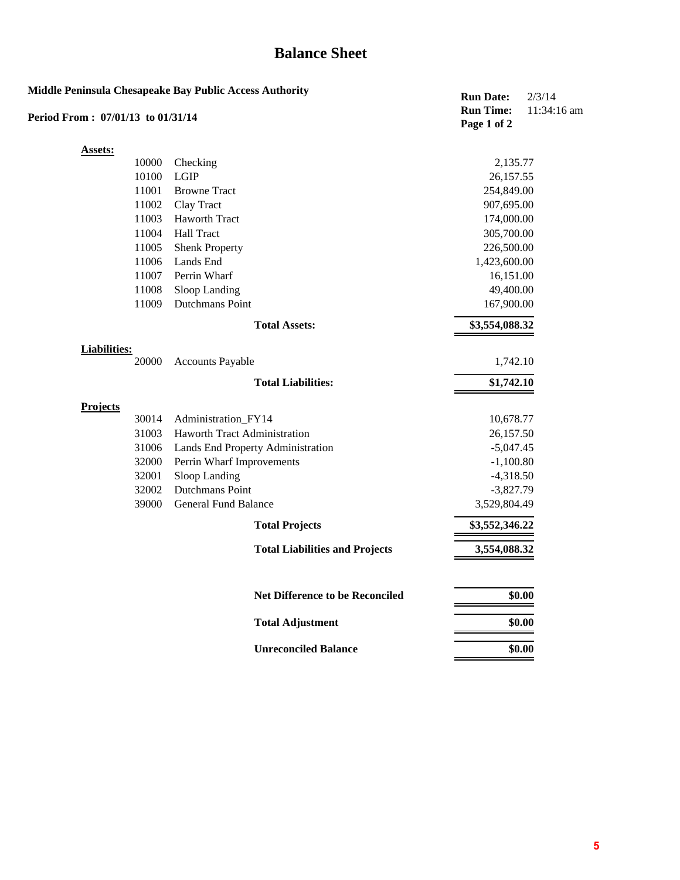# Balance Sheet

**Middle Peninsula Chesapeake Bay Public Access Authority**

**Period From : 07/01/13 to 01/31/14**

**Run Date:** 2/3/14
**Run Time:** 11:34:16 am
**Page 1 of 2**

| | | |
|---|---|---|
| **Assets:** | | |
| 10000 | Checking | 2,135.77 |
| 10100 | LGIP | 26,157.55 |
| 11001 | Browne Tract | 254,849.00 |
| 11002 | Clay Tract | 907,695.00 |
| 11003 | Haworth Tract | 174,000.00 |
| 11004 | Hall Tract | 305,700.00 |
| 11005 | Shenk Property | 226,500.00 |
| 11006 | Lands End | 1,423,600.00 |
| 11007 | Perrin Wharf | 16,151.00 |
| 11008 | Sloop Landing | 49,400.00 |
| 11009 | Dutchmans Point | 167,900.00 |
| | **Total Assets:** | **$3,554,088.32** |
| **Liabilities:** | | |
| 20000 | Accounts Payable | 1,742.10 |
| | **Total Liabilities:** | **$1,742.10** |
| **Projects** | | |
| 30014 | Administration_FY14 | 10,678.77 |
| 31003 | Haworth Tract Administration | 26,157.50 |
| 31006 | Lands End Property Administration | -5,047.45 |
| 32000 | Perrin Wharf Improvements | -1,100.80 |
| 32001 | Sloop Landing | -4,318.50 |
| 32002 | Dutchmans Point | -3,827.79 |
| 39000 | General Fund Balance | 3,529,804.49 |
| | **Total Projects** | **$3,552,346.22** |
| | **Total Liabilities and Projects** | **3,554,088.32** |
| | **Net Difference to be Reconciled** | **$0.00** |
| | **Total Adjustment** | **$0.00** |
| | **Unreconciled Balance** | **$0.00** |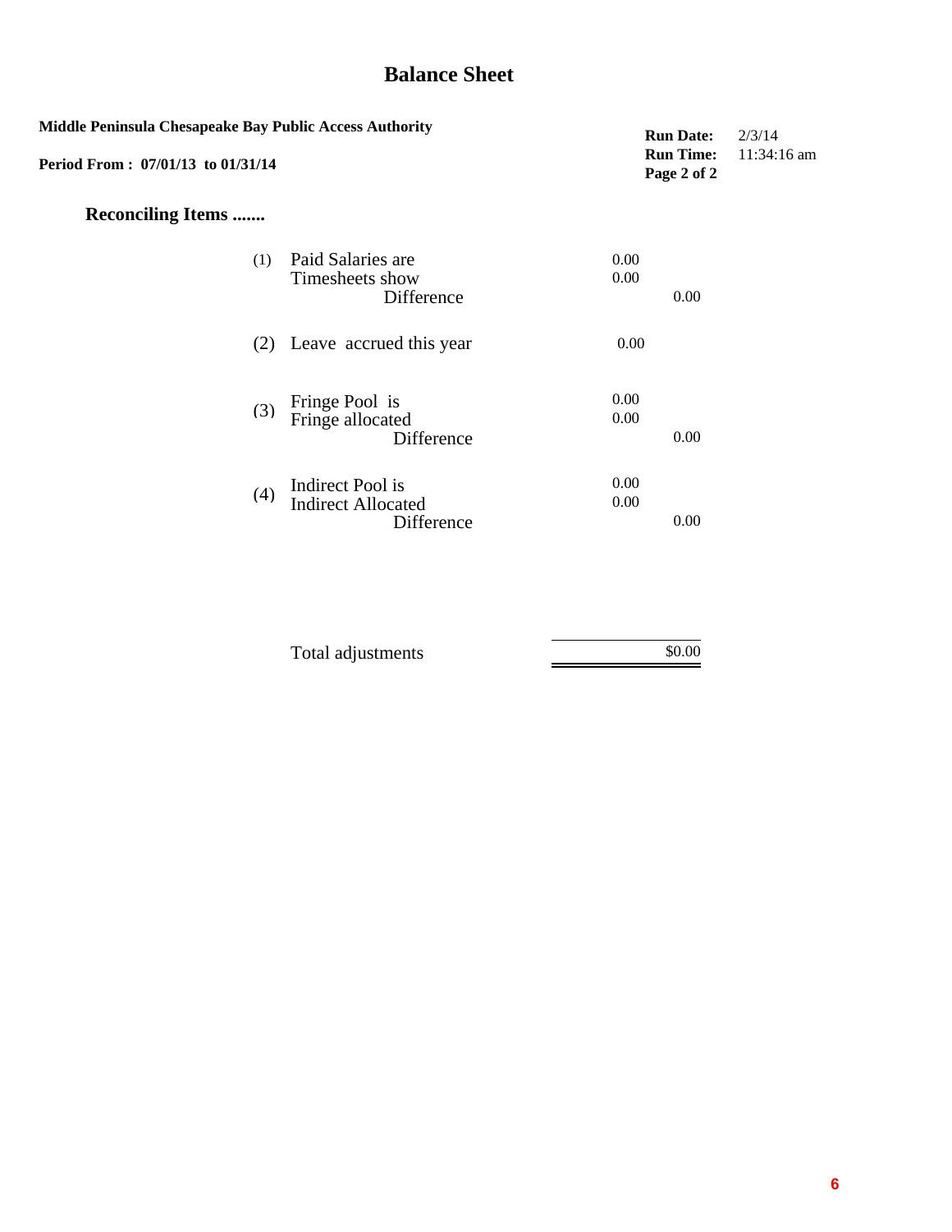# Balance Sheet

**Middle Peninsula Chesapeake Bay Public Access Authority**

**Period From : 07/01/13 to 01/31/14**

**Run Date:** 2/3/14
**Run Time:** 11:34:16 am

## Reconciling Items .......

| | | | |
|---|---|---|---|
| (1) | Paid Salaries are | 0.00 | |
| | Timesheets show | 0.00 | |
| | Difference | | 0.00 |
| (2) | Leave accrued this year | 0.00 | |
| (3) | Fringe Pool is | 0.00 | |
| | Fringe allocated | 0.00 | |
| | Difference | | 0.00 |
| (4) | Indirect Pool is | 0.00 | |
| | Indirect Allocated | 0.00 | |
| | Difference | | 0.00 |

| | |
|---|---|
| Total adjustments | $0.00 |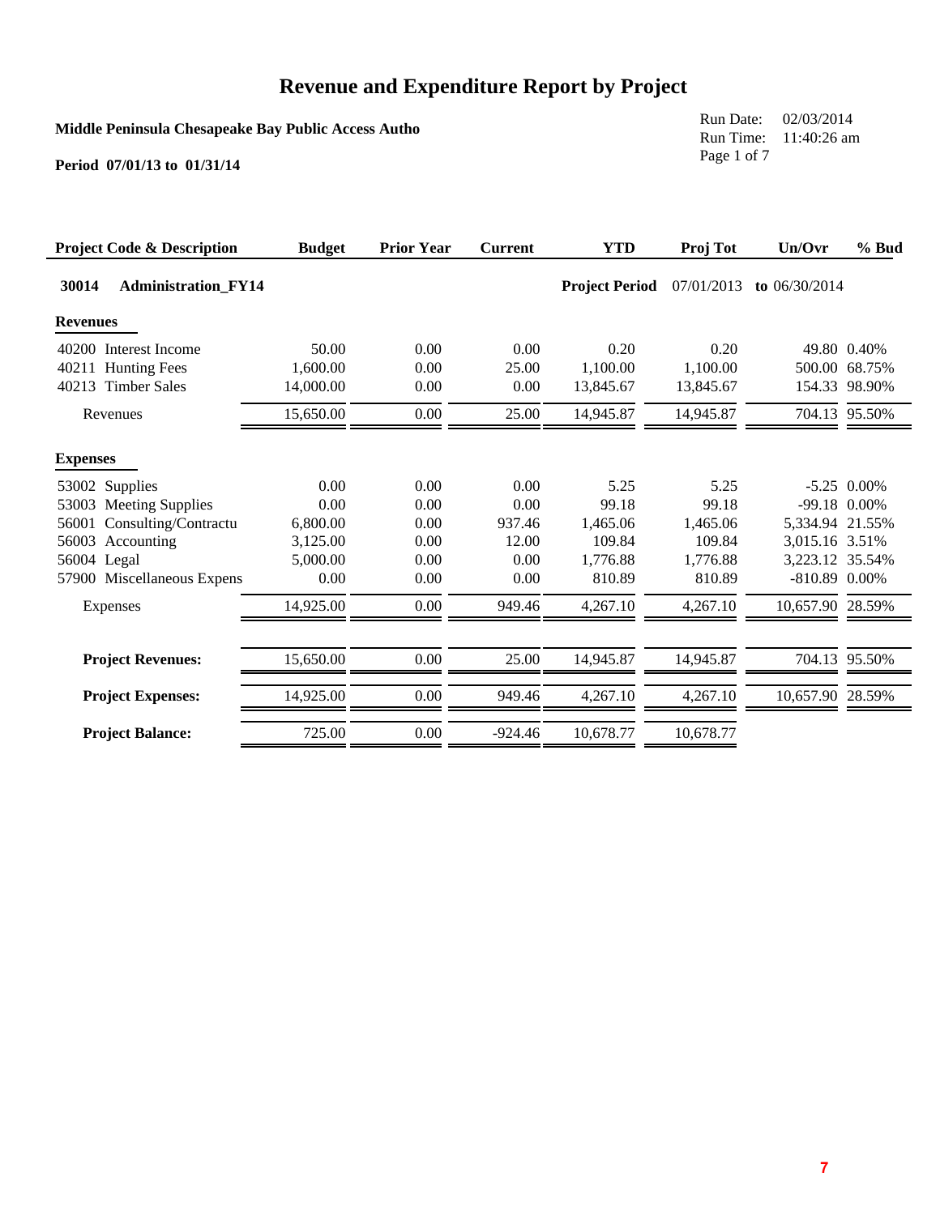# Revenue and Expenditure Report by Project

**Middle Peninsula Chesapeake Bay Public Access Autho**

**Period 07/01/13 to 01/31/14**

Run Date: 02/03/2014
Run Time: 11:40:26 am

| Project Code & Description | Budget | Prior Year | Current | YTD | Proj Tot | Un/Ovr | % Bud |
|---|---|---|---|---|---|---|---|
| **30014 Administration_FY14** | | | | **Project Period** | 07/01/2013 | **to** 06/30/2014 | |
| **Revenues** | | | | | | | |
| 40200 Interest Income | 50.00 | 0.00 | 0.00 | 0.20 | 0.20 | 49.80 | 0.40% |
| 40211 Hunting Fees | 1,600.00 | 0.00 | 25.00 | 1,100.00 | 1,100.00 | 500.00 | 68.75% |
| 40213 Timber Sales | 14,000.00 | 0.00 | 0.00 | 13,845.67 | 13,845.67 | 154.33 | 98.90% |
| Revenues | 15,650.00 | 0.00 | 25.00 | 14,945.87 | 14,945.87 | 704.13 | 95.50% |
| **Expenses** | | | | | | | |
| 53002 Supplies | 0.00 | 0.00 | 0.00 | 5.25 | 5.25 | -5.25 | 0.00% |
| 53003 Meeting Supplies | 0.00 | 0.00 | 0.00 | 99.18 | 99.18 | -99.18 | 0.00% |
| 56001 Consulting/Contractu | 6,800.00 | 0.00 | 937.46 | 1,465.06 | 1,465.06 | 5,334.94 | 21.55% |
| 56003 Accounting | 3,125.00 | 0.00 | 12.00 | 109.84 | 109.84 | 3,015.16 | 3.51% |
| 56004 Legal | 5,000.00 | 0.00 | 0.00 | 1,776.88 | 1,776.88 | 3,223.12 | 35.54% |
| 57900 Miscellaneous Expens | 0.00 | 0.00 | 0.00 | 810.89 | 810.89 | -810.89 | 0.00% |
| Expenses | 14,925.00 | 0.00 | 949.46 | 4,267.10 | 4,267.10 | 10,657.90 | 28.59% |
| **Project Revenues:** | 15,650.00 | 0.00 | 25.00 | 14,945.87 | 14,945.87 | 704.13 | 95.50% |
| **Project Expenses:** | 14,925.00 | 0.00 | 949.46 | 4,267.10 | 4,267.10 | 10,657.90 | 28.59% |
| **Project Balance:** | 725.00 | 0.00 | -924.46 | 10,678.77 | 10,678.77 | | |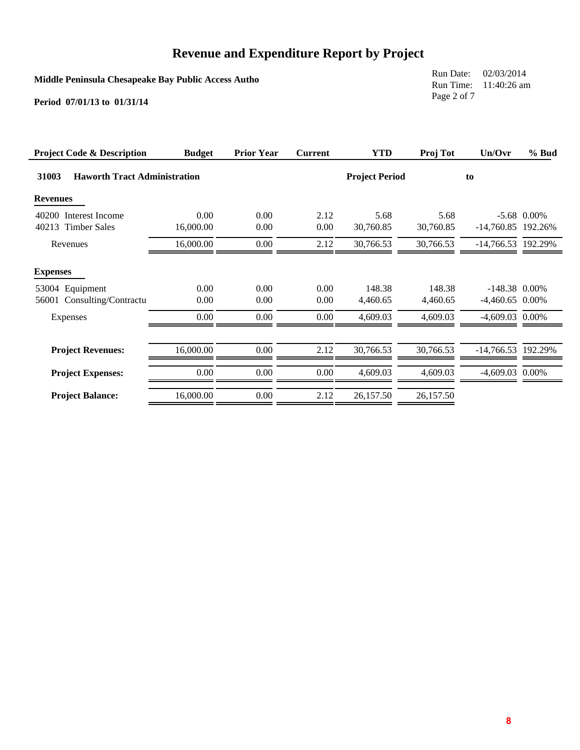# Revenue and Expenditure Report by Project

**Middle Peninsula Chesapeake Bay Public Access Autho**

**Period 07/01/13 to 01/31/14**

Run Date: 02/03/2014
Run Time: 11:40:26 am

| Project Code & Description | Budget | Prior Year | Current | YTD | Proj Tot | Un/Ovr | % Bud |
|---|---|---|---|---|---|---|---|
| **31003 Haworth Tract Administration** | | | | **Project Period** | | **to** | |
| **Revenues** | | | | | | | |
| 40200 Interest Income | 0.00 | 0.00 | 2.12 | 5.68 | 5.68 | -5.68 | 0.00% |
| 40213 Timber Sales | 16,000.00 | 0.00 | 0.00 | 30,760.85 | 30,760.85 | -14,760.85 | 192.26% |
| Revenues | 16,000.00 | 0.00 | 2.12 | 30,766.53 | 30,766.53 | -14,766.53 | 192.29% |
| **Expenses** | | | | | | | |
| 53004 Equipment | 0.00 | 0.00 | 0.00 | 148.38 | 148.38 | -148.38 | 0.00% |
| 56001 Consulting/Contractu | 0.00 | 0.00 | 0.00 | 4,460.65 | 4,460.65 | -4,460.65 | 0.00% |
| Expenses | 0.00 | 0.00 | 0.00 | 4,609.03 | 4,609.03 | -4,609.03 | 0.00% |
| **Project Revenues:** | 16,000.00 | 0.00 | 2.12 | 30,766.53 | 30,766.53 | -14,766.53 | 192.29% |
| **Project Expenses:** | 0.00 | 0.00 | 0.00 | 4,609.03 | 4,609.03 | -4,609.03 | 0.00% |
| **Project Balance:** | 16,000.00 | 0.00 | 2.12 | 26,157.50 | 26,157.50 | | |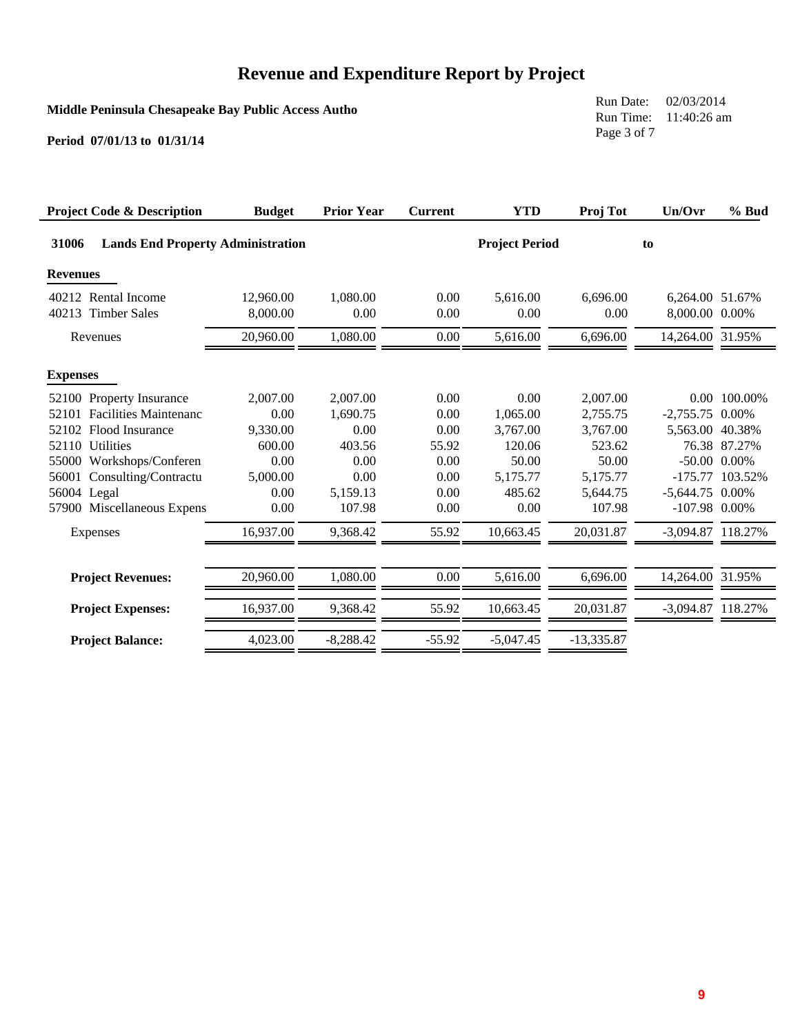# Revenue and Expenditure Report by Project

**Middle Peninsula Chesapeake Bay Public Access Autho**

**Period 07/01/13 to 01/31/14**

Run Date: 02/03/2014
Run Time: 11:40:26 am
Page 3 of 7

| Project Code & Description | Budget | Prior Year | Current | YTD | Proj Tot | Un/Ovr | % Bud |
|---|---|---|---|---|---|---|---|
| **31006 Lands End Property Administration** | | | | **Project Period** | | **to** | |
| **Revenues** | | | | | | | |
| 40212 Rental Income | 12,960.00 | 1,080.00 | 0.00 | 5,616.00 | 6,696.00 | 6,264.00 | 51.67% |
| 40213 Timber Sales | 8,000.00 | 0.00 | 0.00 | 0.00 | 0.00 | 8,000.00 | 0.00% |
| Revenues | 20,960.00 | 1,080.00 | 0.00 | 5,616.00 | 6,696.00 | 14,264.00 | 31.95% |
| **Expenses** | | | | | | | |
| 52100 Property Insurance | 2,007.00 | 2,007.00 | 0.00 | 0.00 | 2,007.00 | 0.00 | 100.00% |
| 52101 Facilities Maintenanc | 0.00 | 1,690.75 | 0.00 | 1,065.00 | 2,755.75 | -2,755.75 | 0.00% |
| 52102 Flood Insurance | 9,330.00 | 0.00 | 0.00 | 3,767.00 | 3,767.00 | 5,563.00 | 40.38% |
| 52110 Utilities | 600.00 | 403.56 | 55.92 | 120.06 | 523.62 | 76.38 | 87.27% |
| 55000 Workshops/Conferen | 0.00 | 0.00 | 0.00 | 50.00 | 50.00 | -50.00 | 0.00% |
| 56001 Consulting/Contractu | 5,000.00 | 0.00 | 0.00 | 5,175.77 | 5,175.77 | -175.77 | 103.52% |
| 56004 Legal | 0.00 | 5,159.13 | 0.00 | 485.62 | 5,644.75 | -5,644.75 | 0.00% |
| 57900 Miscellaneous Expens | 0.00 | 107.98 | 0.00 | 0.00 | 107.98 | -107.98 | 0.00% |
| Expenses | 16,937.00 | 9,368.42 | 55.92 | 10,663.45 | 20,031.87 | -3,094.87 | 118.27% |
| **Project Revenues:** | 20,960.00 | 1,080.00 | 0.00 | 5,616.00 | 6,696.00 | 14,264.00 | 31.95% |
| **Project Expenses:** | 16,937.00 | 9,368.42 | 55.92 | 10,663.45 | 20,031.87 | -3,094.87 | 118.27% |
| **Project Balance:** | 4,023.00 | -8,288.42 | -55.92 | -5,047.45 | -13,335.87 | | |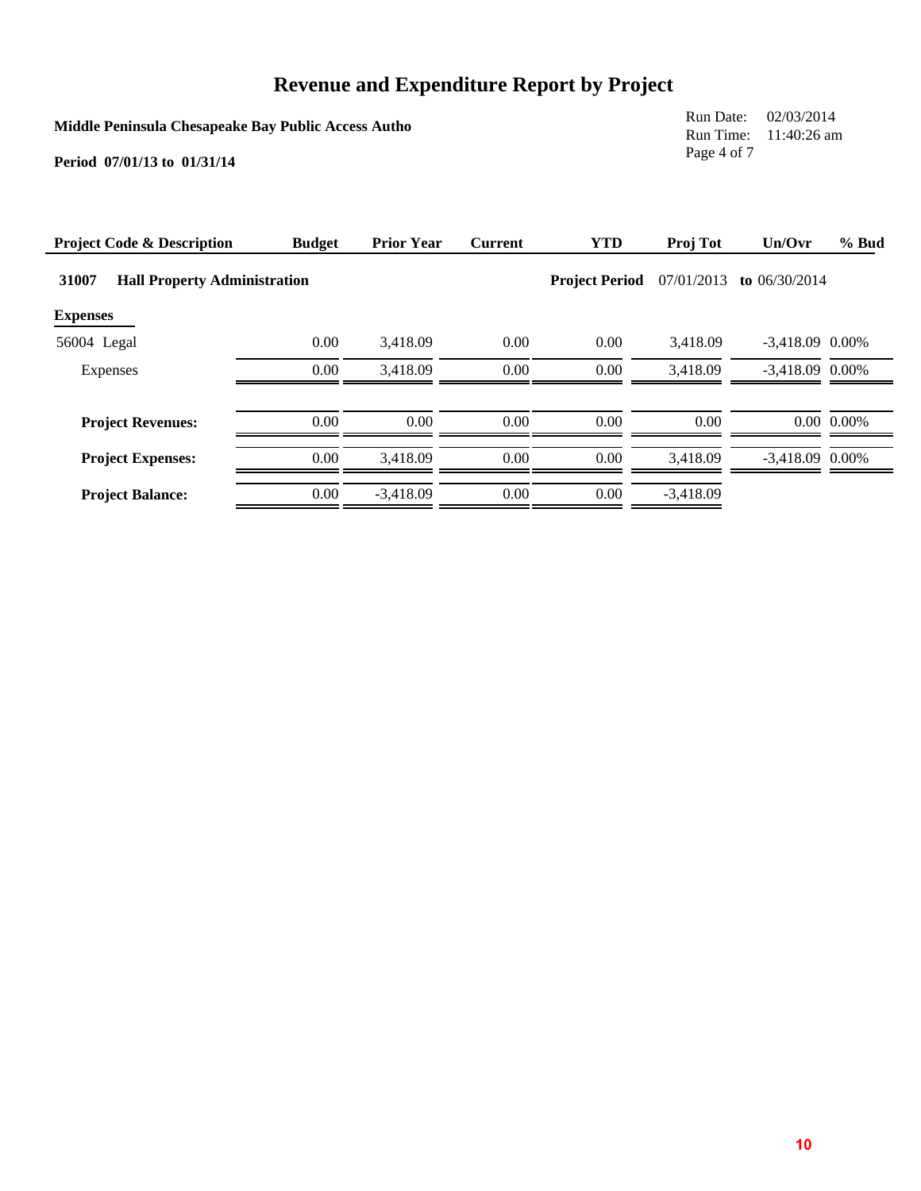# Revenue and Expenditure Report by Project

**Middle Peninsula Chesapeake Bay Public Access Autho**

**Period 07/01/13 to 01/31/14**

Run Date: 02/03/2014
Run Time: 11:40:26 am

| Project Code & Description | Budget | Prior Year | Current | YTD | Proj Tot | Un/Ovr | % Bud |
|---|---|---|---|---|---|---|---|
| **31007 Hall Property Administration** | | | | **Project Period** | 07/01/2013 | **to** 06/30/2014 | |
| **Expenses** | | | | | | | |
| 56004 Legal | 0.00 | 3,418.09 | 0.00 | 0.00 | 3,418.09 | -3,418.09 | 0.00% |
| Expenses | 0.00 | 3,418.09 | 0.00 | 0.00 | 3,418.09 | -3,418.09 | 0.00% |
| **Project Revenues:** | 0.00 | 0.00 | 0.00 | 0.00 | 0.00 | 0.00 | 0.00% |
| **Project Expenses:** | 0.00 | 3,418.09 | 0.00 | 0.00 | 3,418.09 | -3,418.09 | 0.00% |
| **Project Balance:** | 0.00 | -3,418.09 | 0.00 | 0.00 | -3,418.09 | | |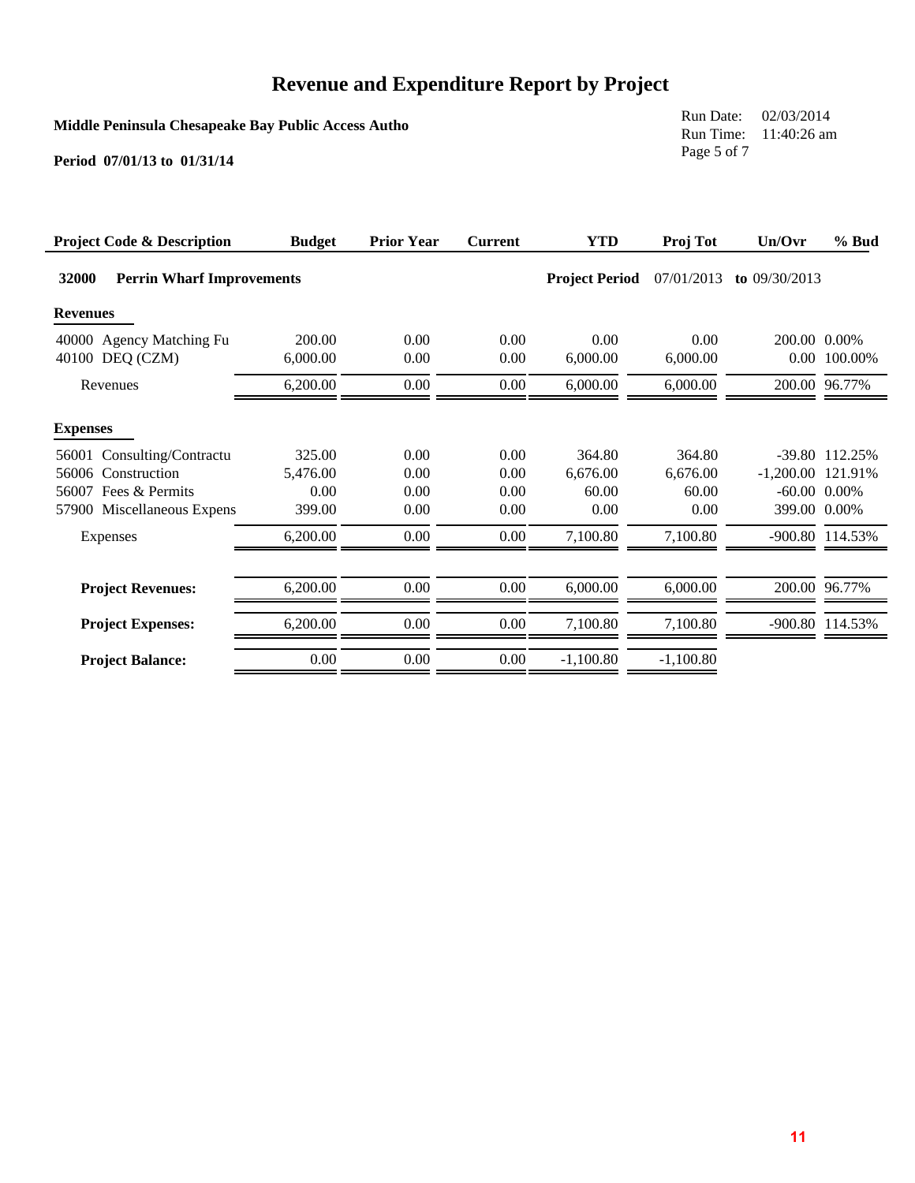# Revenue and Expenditure Report by Project

**Middle Peninsula Chesapeake Bay Public Access Autho**

**Period 07/01/13 to 01/31/14**

Run Date: 02/03/2014
Run Time: 11:40:26 am

| Project Code & Description | Budget | Prior Year | Current | YTD | Proj Tot | Un/Ovr | % Bud |
|---|---|---|---|---|---|---|---|
| **32000 Perrin Wharf Improvements** | | | | **Project Period** | 07/01/2013 | **to** 09/30/2013 | |
| **Revenues** | | | | | | | |
| 40000 Agency Matching Fu | 200.00 | 0.00 | 0.00 | 0.00 | 0.00 | 200.00 | 0.00% |
| 40100 DEQ (CZM) | 6,000.00 | 0.00 | 0.00 | 6,000.00 | 6,000.00 | 0.00 | 100.00% |
| Revenues | 6,200.00 | 0.00 | 0.00 | 6,000.00 | 6,000.00 | 200.00 | 96.77% |
| **Expenses** | | | | | | | |
| 56001 Consulting/Contractu | 325.00 | 0.00 | 0.00 | 364.80 | 364.80 | -39.80 | 112.25% |
| 56006 Construction | 5,476.00 | 0.00 | 0.00 | 6,676.00 | 6,676.00 | -1,200.00 | 121.91% |
| 56007 Fees & Permits | 0.00 | 0.00 | 0.00 | 60.00 | 60.00 | -60.00 | 0.00% |
| 57900 Miscellaneous Expens | 399.00 | 0.00 | 0.00 | 0.00 | 0.00 | 399.00 | 0.00% |
| Expenses | 6,200.00 | 0.00 | 0.00 | 7,100.80 | 7,100.80 | -900.80 | 114.53% |
| **Project Revenues:** | 6,200.00 | 0.00 | 0.00 | 6,000.00 | 6,000.00 | 200.00 | 96.77% |
| **Project Expenses:** | 6,200.00 | 0.00 | 0.00 | 7,100.80 | 7,100.80 | -900.80 | 114.53% |
| **Project Balance:** | 0.00 | 0.00 | 0.00 | -1,100.80 | -1,100.80 | | |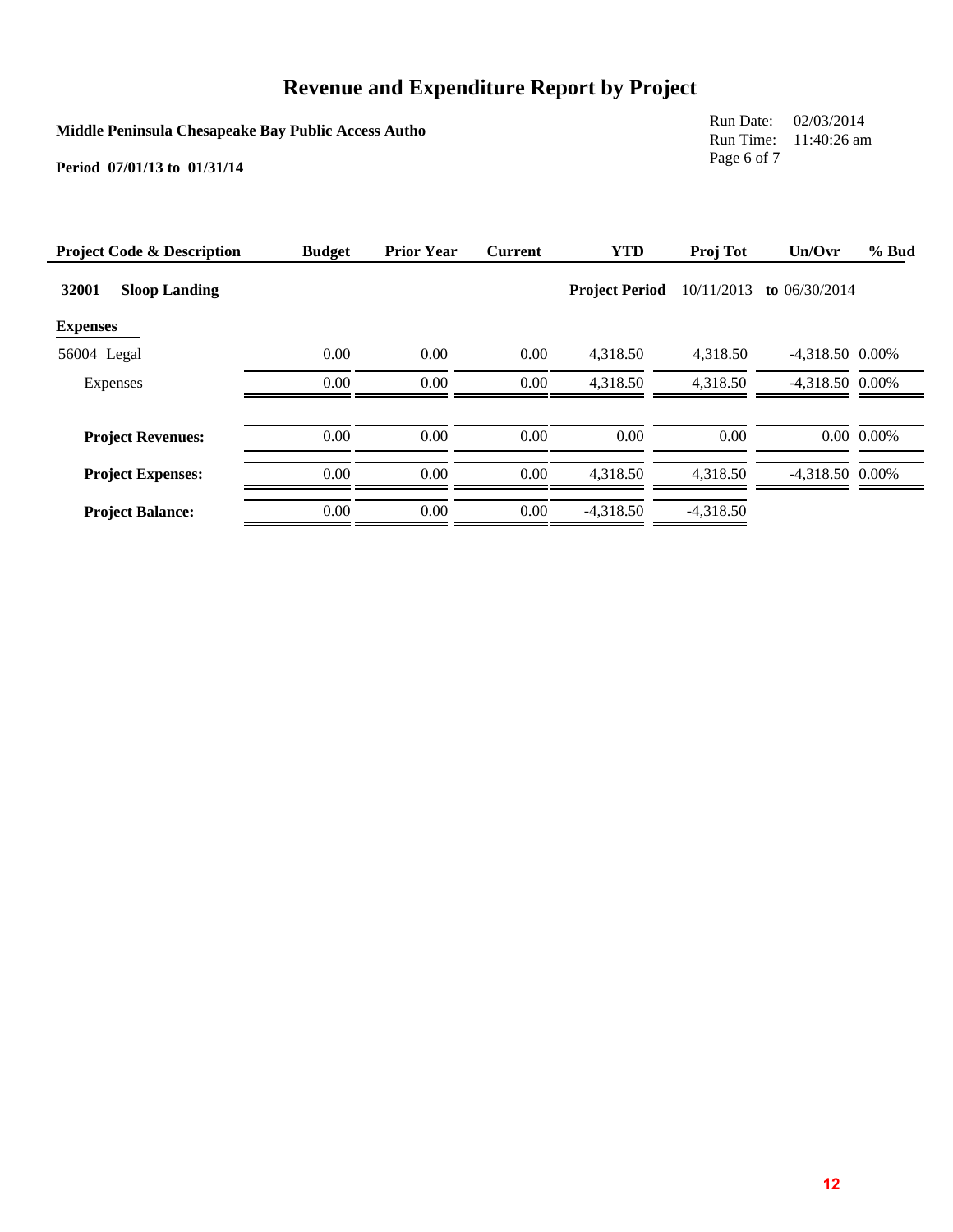# Revenue and Expenditure Report by Project

**Middle Peninsula Chesapeake Bay Public Access Autho**

**Period 07/01/13 to 01/31/14**

Run Date: 02/03/2014
Run Time: 11:40:26 am

| Project Code & Description | Budget | Prior Year | Current | YTD | Proj Tot | Un/Ovr | % Bud |
|---|---|---|---|---|---|---|---|
| **32001 Sloop Landing** | | | | **Project Period** | 10/11/2013 | **to** 06/30/2014 | |
| **Expenses** | | | | | | | |
| 56004 Legal | 0.00 | 0.00 | 0.00 | 4,318.50 | 4,318.50 | -4,318.50 | 0.00% |
| Expenses | 0.00 | 0.00 | 0.00 | 4,318.50 | 4,318.50 | -4,318.50 | 0.00% |
| **Project Revenues:** | 0.00 | 0.00 | 0.00 | 0.00 | 0.00 | 0.00 | 0.00% |
| **Project Expenses:** | 0.00 | 0.00 | 0.00 | 4,318.50 | 4,318.50 | -4,318.50 | 0.00% |
| **Project Balance:** | 0.00 | 0.00 | 0.00 | -4,318.50 | -4,318.50 | | |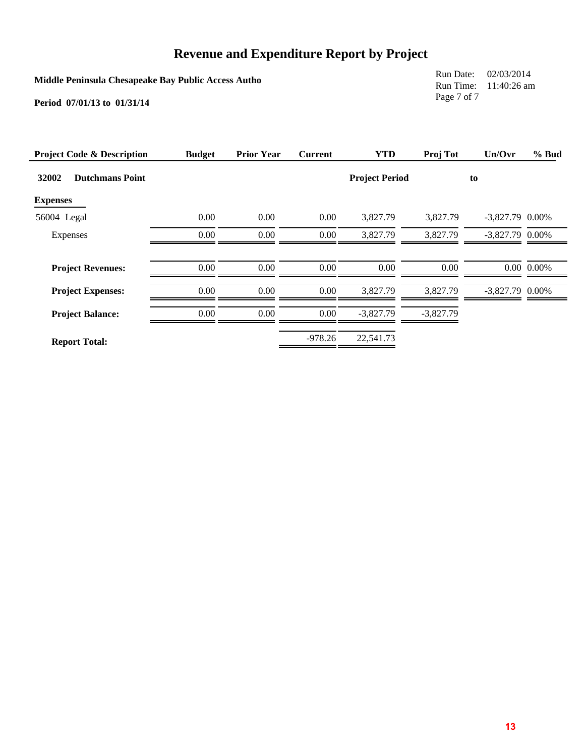# Revenue and Expenditure Report by Project

**Middle Peninsula Chesapeake Bay Public Access Autho**

**Period 07/01/13 to 01/31/14**

Run Date: 02/03/2014
Run Time: 11:40:26 am

| Project Code & Description | Budget | Prior Year | Current | YTD | Proj Tot | Un/Ovr | % Bud |
|---|---|---|---|---|---|---|---|
| **32002 Dutchmans Point** | | | | **Project Period** | | **to** | |
| **Expenses** | | | | | | | |
| 56004 Legal | 0.00 | 0.00 | 0.00 | 3,827.79 | 3,827.79 | -3,827.79 | 0.00% |
| Expenses | 0.00 | 0.00 | 0.00 | 3,827.79 | 3,827.79 | -3,827.79 | 0.00% |
| **Project Revenues:** | 0.00 | 0.00 | 0.00 | 0.00 | 0.00 | 0.00 | 0.00% |
| **Project Expenses:** | 0.00 | 0.00 | 0.00 | 3,827.79 | 3,827.79 | -3,827.79 | 0.00% |
| **Project Balance:** | 0.00 | 0.00 | 0.00 | -3,827.79 | -3,827.79 | | |
| **Report Total:** | | | -978.26 | 22,541.73 | | | |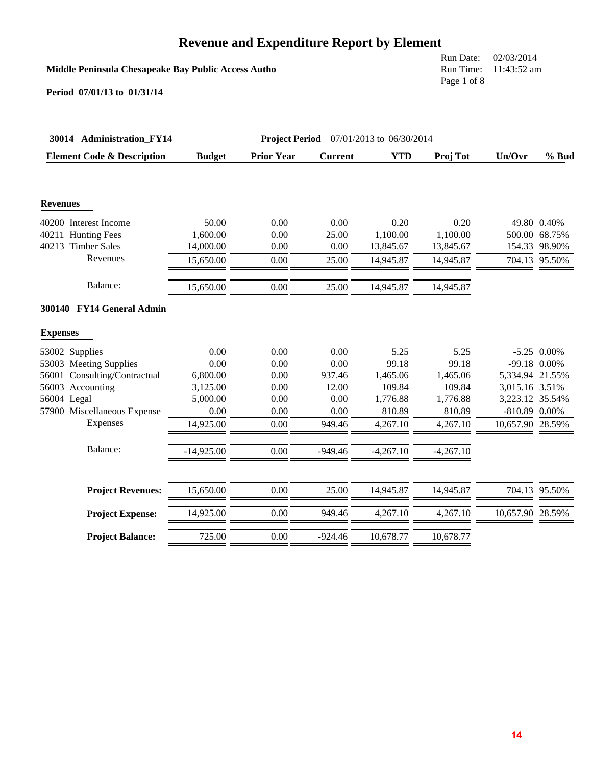# Revenue and Expenditure Report by Element

**Middle Peninsula Chesapeake Bay Public Access Autho**

Run Date: 02/03/2014
Run Time: 11:43:52 am

**Period 07/01/13 to 01/31/14**

**30014 Administration_FY14** **Project Period** 07/01/2013 to 06/30/2014

| Element Code & Description | Budget | Prior Year | Current | YTD | Proj Tot | Un/Ovr | % Bud |
|---|---|---|---|---|---|---|---|
| **Revenues** | | | | | | | |
| 40200 Interest Income | 50.00 | 0.00 | 0.00 | 0.20 | 0.20 | 49.80 | 0.40% |
| 40211 Hunting Fees | 1,600.00 | 0.00 | 25.00 | 1,100.00 | 1,100.00 | 500.00 | 68.75% |
| 40213 Timber Sales | 14,000.00 | 0.00 | 0.00 | 13,845.67 | 13,845.67 | 154.33 | 98.90% |
| Revenues | 15,650.00 | 0.00 | 25.00 | 14,945.87 | 14,945.87 | 704.13 | 95.50% |
| Balance: | 15,650.00 | 0.00 | 25.00 | 14,945.87 | 14,945.87 | | |
| **300140 FY14 General Admin** | | | | | | | |
| **Expenses** | | | | | | | |
| 53002 Supplies | 0.00 | 0.00 | 0.00 | 5.25 | 5.25 | -5.25 | 0.00% |
| 53003 Meeting Supplies | 0.00 | 0.00 | 0.00 | 99.18 | 99.18 | -99.18 | 0.00% |
| 56001 Consulting/Contractual | 6,800.00 | 0.00 | 937.46 | 1,465.06 | 1,465.06 | 5,334.94 | 21.55% |
| 56003 Accounting | 3,125.00 | 0.00 | 12.00 | 109.84 | 109.84 | 3,015.16 | 3.51% |
| 56004 Legal | 5,000.00 | 0.00 | 0.00 | 1,776.88 | 1,776.88 | 3,223.12 | 35.54% |
| 57900 Miscellaneous Expense | 0.00 | 0.00 | 0.00 | 810.89 | 810.89 | -810.89 | 0.00% |
| Expenses | 14,925.00 | 0.00 | 949.46 | 4,267.10 | 4,267.10 | 10,657.90 | 28.59% |
| Balance: | -14,925.00 | 0.00 | -949.46 | -4,267.10 | -4,267.10 | | |
| **Project Revenues:** | 15,650.00 | 0.00 | 25.00 | 14,945.87 | 14,945.87 | 704.13 | 95.50% |
| **Project Expense:** | 14,925.00 | 0.00 | 949.46 | 4,267.10 | 4,267.10 | 10,657.90 | 28.59% |
| **Project Balance:** | 725.00 | 0.00 | -924.46 | 10,678.77 | 10,678.77 | | |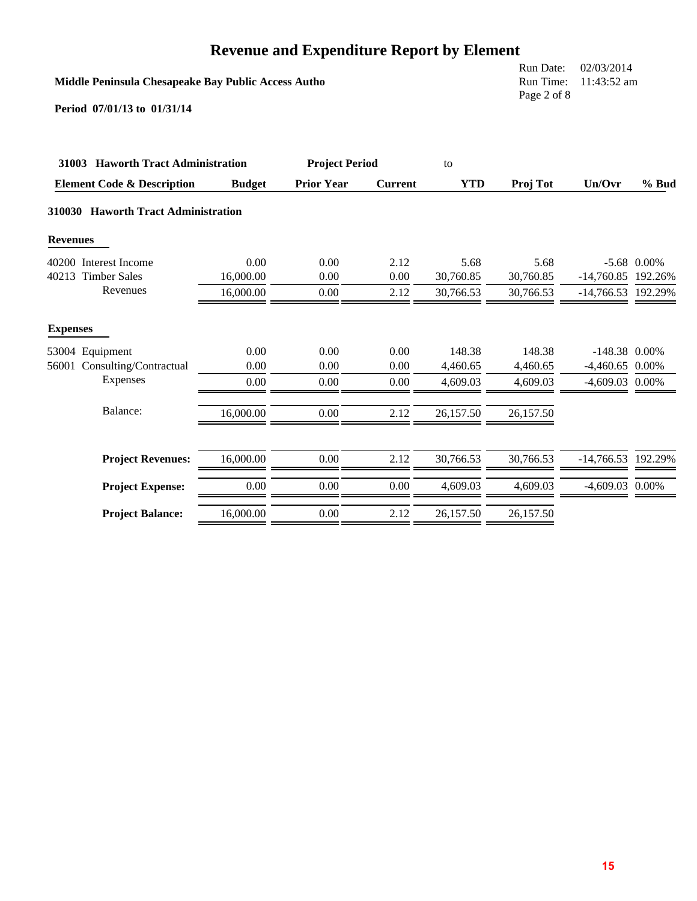# Revenue and Expenditure Report by Element

**Middle Peninsula Chesapeake Bay Public Access Autho**

Run Date: 02/03/2014
Run Time: 11:43:52 am

**Period 07/01/13 to 01/31/14**

| **31003 Haworth Tract Administration** | | **Project Period** | | to | | | |
|---|---|---|---|---|---|---|---|
| **Element Code & Description** | **Budget** | **Prior Year** | **Current** | **YTD** | **Proj Tot** | **Un/Ovr** | **% Bud** |
| **310030 Haworth Tract Administration** | | | | | | | |
| **Revenues** | | | | | | | |
| 40200 Interest Income | 0.00 | 0.00 | 2.12 | 5.68 | 5.68 | -5.68 | 0.00% |
| 40213 Timber Sales | 16,000.00 | 0.00 | 0.00 | 30,760.85 | 30,760.85 | -14,760.85 | 192.26% |
| Revenues | 16,000.00 | 0.00 | 2.12 | 30,766.53 | 30,766.53 | -14,766.53 | 192.29% |
| **Expenses** | | | | | | | |
| 53004 Equipment | 0.00 | 0.00 | 0.00 | 148.38 | 148.38 | -148.38 | 0.00% |
| 56001 Consulting/Contractual | 0.00 | 0.00 | 0.00 | 4,460.65 | 4,460.65 | -4,460.65 | 0.00% |
| Expenses | 0.00 | 0.00 | 0.00 | 4,609.03 | 4,609.03 | -4,609.03 | 0.00% |
| Balance: | 16,000.00 | 0.00 | 2.12 | 26,157.50 | 26,157.50 | | |
| **Project Revenues:** | 16,000.00 | 0.00 | 2.12 | 30,766.53 | 30,766.53 | -14,766.53 | 192.29% |
| **Project Expense:** | 0.00 | 0.00 | 0.00 | 4,609.03 | 4,609.03 | -4,609.03 | 0.00% |
| **Project Balance:** | 16,000.00 | 0.00 | 2.12 | 26,157.50 | 26,157.50 | | |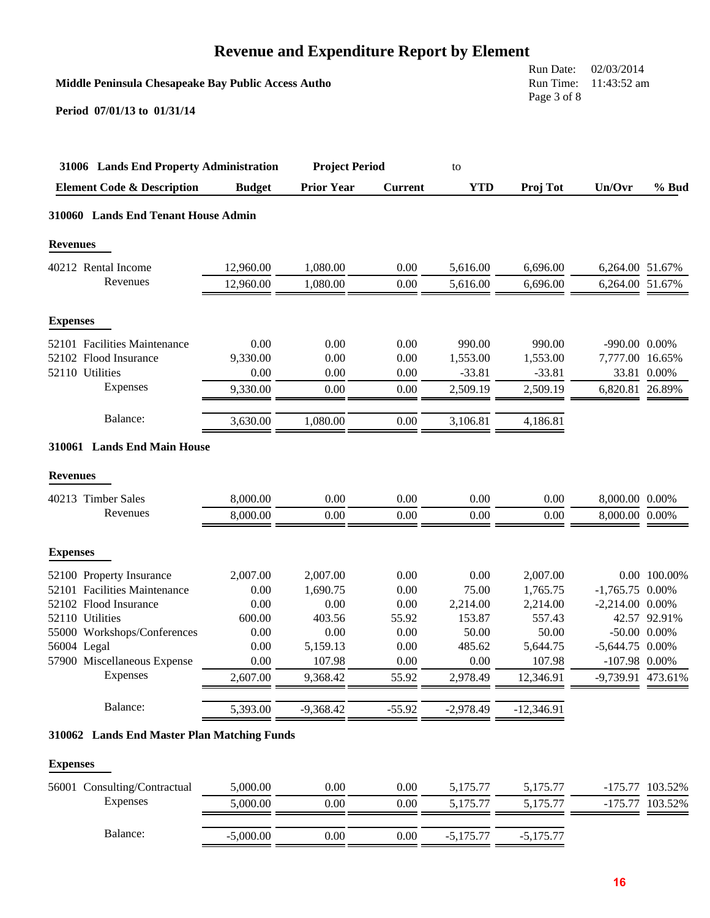# Revenue and Expenditure Report by Element

**Middle Peninsula Chesapeake Bay Public Access Autho**

Run Date: 02/03/2014
Run Time: 11:43:52 am

**Period 07/01/13 to 01/31/14**

**31006 Lands End Property Administration** — **Project Period** to

| Element Code & Description | Budget | Prior Year | Current | YTD | Proj Tot | Un/Ovr | % Bud |
|---|---|---|---|---|---|---|---|
| **310060 Lands End Tenant House Admin** | | | | | | | |
| **Revenues** | | | | | | | |
| 40212 Rental Income | 12,960.00 | 1,080.00 | 0.00 | 5,616.00 | 6,696.00 | 6,264.00 | 51.67% |
| Revenues | 12,960.00 | 1,080.00 | 0.00 | 5,616.00 | 6,696.00 | 6,264.00 | 51.67% |
| **Expenses** | | | | | | | |
| 52101 Facilities Maintenance | 0.00 | 0.00 | 0.00 | 990.00 | 990.00 | -990.00 | 0.00% |
| 52102 Flood Insurance | 9,330.00 | 0.00 | 0.00 | 1,553.00 | 1,553.00 | 7,777.00 | 16.65% |
| 52110 Utilities | 0.00 | 0.00 | 0.00 | -33.81 | -33.81 | 33.81 | 0.00% |
| Expenses | 9,330.00 | 0.00 | 0.00 | 2,509.19 | 2,509.19 | 6,820.81 | 26.89% |
| Balance: | 3,630.00 | 1,080.00 | 0.00 | 3,106.81 | 4,186.81 | | |
| **310061 Lands End Main House** | | | | | | | |
| **Revenues** | | | | | | | |
| 40213 Timber Sales | 8,000.00 | 0.00 | 0.00 | 0.00 | 0.00 | 8,000.00 | 0.00% |
| Revenues | 8,000.00 | 0.00 | 0.00 | 0.00 | 0.00 | 8,000.00 | 0.00% |
| **Expenses** | | | | | | | |
| 52100 Property Insurance | 2,007.00 | 2,007.00 | 0.00 | 0.00 | 2,007.00 | 0.00 | 100.00% |
| 52101 Facilities Maintenance | 0.00 | 1,690.75 | 0.00 | 75.00 | 1,765.75 | -1,765.75 | 0.00% |
| 52102 Flood Insurance | 0.00 | 0.00 | 0.00 | 2,214.00 | 2,214.00 | -2,214.00 | 0.00% |
| 52110 Utilities | 600.00 | 403.56 | 55.92 | 153.87 | 557.43 | 42.57 | 92.91% |
| 55000 Workshops/Conferences | 0.00 | 0.00 | 0.00 | 50.00 | 50.00 | -50.00 | 0.00% |
| 56004 Legal | 0.00 | 5,159.13 | 0.00 | 485.62 | 5,644.75 | -5,644.75 | 0.00% |
| 57900 Miscellaneous Expense | 0.00 | 107.98 | 0.00 | 0.00 | 107.98 | -107.98 | 0.00% |
| Expenses | 2,607.00 | 9,368.42 | 55.92 | 2,978.49 | 12,346.91 | -9,739.91 | 473.61% |
| Balance: | 5,393.00 | -9,368.42 | -55.92 | -2,978.49 | -12,346.91 | | |
| **310062 Lands End Master Plan Matching Funds** | | | | | | | |
| **Expenses** | | | | | | | |
| 56001 Consulting/Contractual | 5,000.00 | 0.00 | 0.00 | 5,175.77 | 5,175.77 | -175.77 | 103.52% |
| Expenses | 5,000.00 | 0.00 | 0.00 | 5,175.77 | 5,175.77 | -175.77 | 103.52% |
| Balance: | -5,000.00 | 0.00 | 0.00 | -5,175.77 | -5,175.77 | | |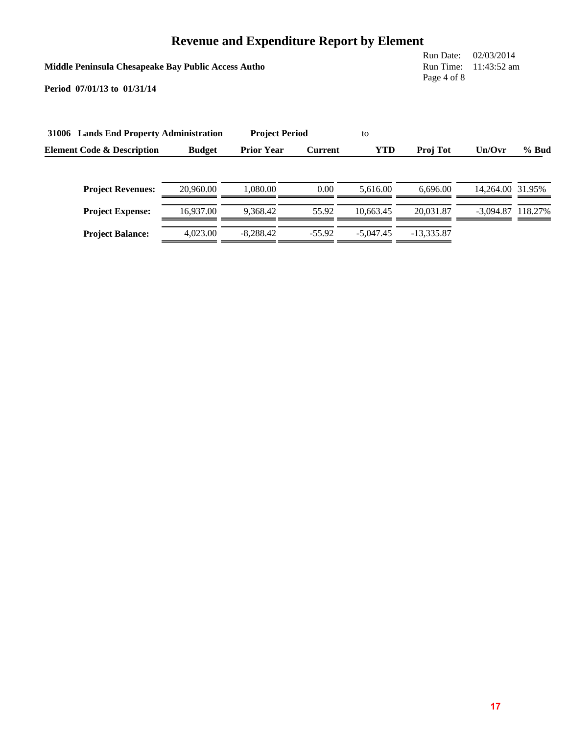# Revenue and Expenditure Report by Element

**Middle Peninsula Chesapeake Bay Public Access Autho**

Run Date: 02/03/2014
Run Time: 11:43:52 am

**Period 07/01/13 to 01/31/14**

**31006 Lands End Property Administration** **Project Period** to

| Element Code & Description | Budget | Prior Year | Current | YTD | Proj Tot | Un/Ovr | % Bud |
|---|---|---|---|---|---|---|---|
| **Project Revenues:** | 20,960.00 | 1,080.00 | 0.00 | 5,616.00 | 6,696.00 | 14,264.00 | 31.95% |
| **Project Expense:** | 16,937.00 | 9,368.42 | 55.92 | 10,663.45 | 20,031.87 | -3,094.87 | 118.27% |
| **Project Balance:** | 4,023.00 | -8,288.42 | -55.92 | -5,047.45 | -13,335.87 | | |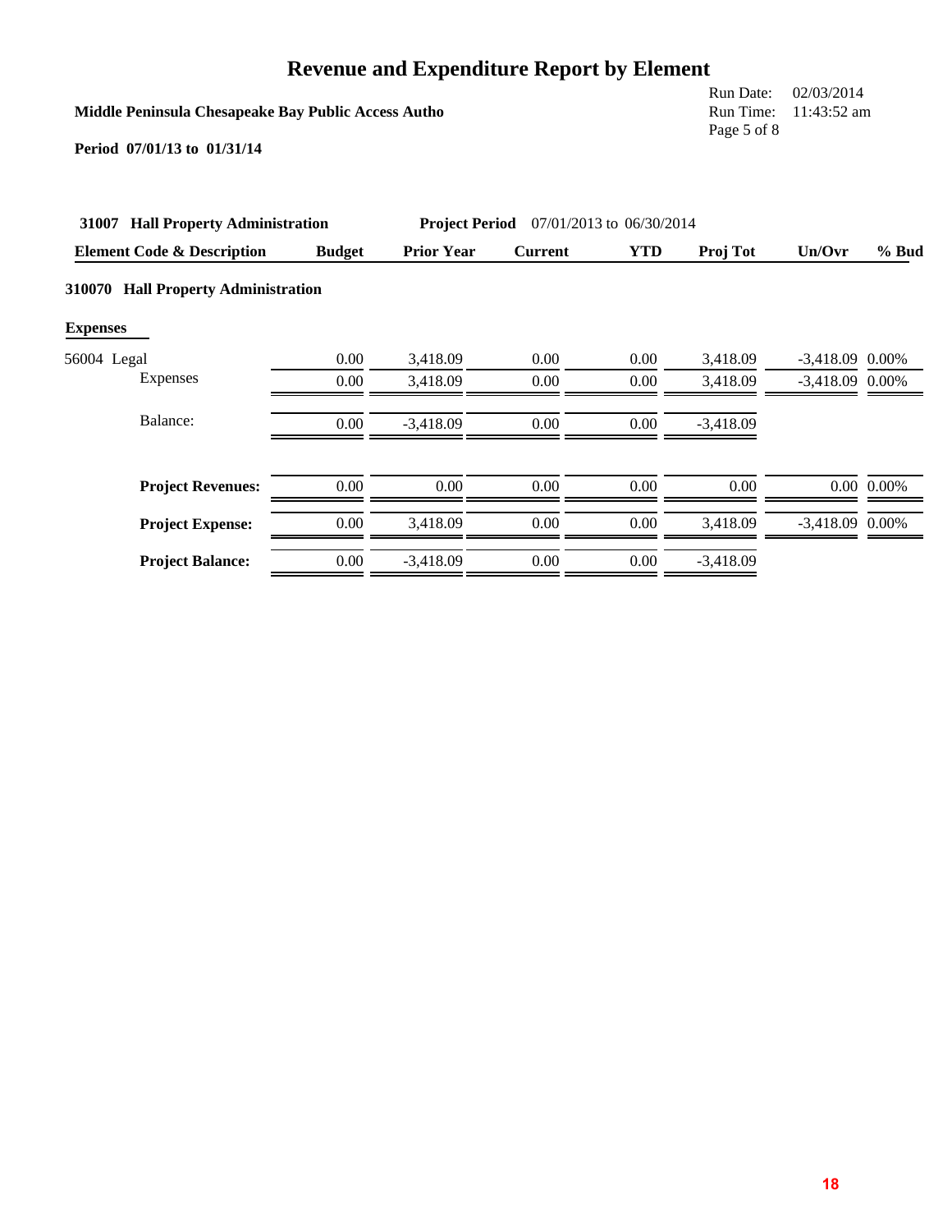# Revenue and Expenditure Report by Element

**Middle Peninsula Chesapeake Bay Public Access Autho**

Run Date: 02/03/2014
Run Time: 11:43:52 am

**Period 07/01/13 to 01/31/14**

**31007 Hall Property Administration** — **Project Period** 07/01/2013 to 06/30/2014

| Element Code & Description | Budget | Prior Year | Current | YTD | Proj Tot | Un/Ovr | % Bud |
|---|---|---|---|---|---|---|---|
| **310070 Hall Property Administration** | | | | | | | |
| **Expenses** | | | | | | | |
| 56004 Legal | 0.00 | 3,418.09 | 0.00 | 0.00 | 3,418.09 | -3,418.09 | 0.00% |
| Expenses | 0.00 | 3,418.09 | 0.00 | 0.00 | 3,418.09 | -3,418.09 | 0.00% |
| Balance: | 0.00 | -3,418.09 | 0.00 | 0.00 | -3,418.09 | | |
| **Project Revenues:** | 0.00 | 0.00 | 0.00 | 0.00 | 0.00 | 0.00 | 0.00% |
| **Project Expense:** | 0.00 | 3,418.09 | 0.00 | 0.00 | 3,418.09 | -3,418.09 | 0.00% |
| **Project Balance:** | 0.00 | -3,418.09 | 0.00 | 0.00 | -3,418.09 | | |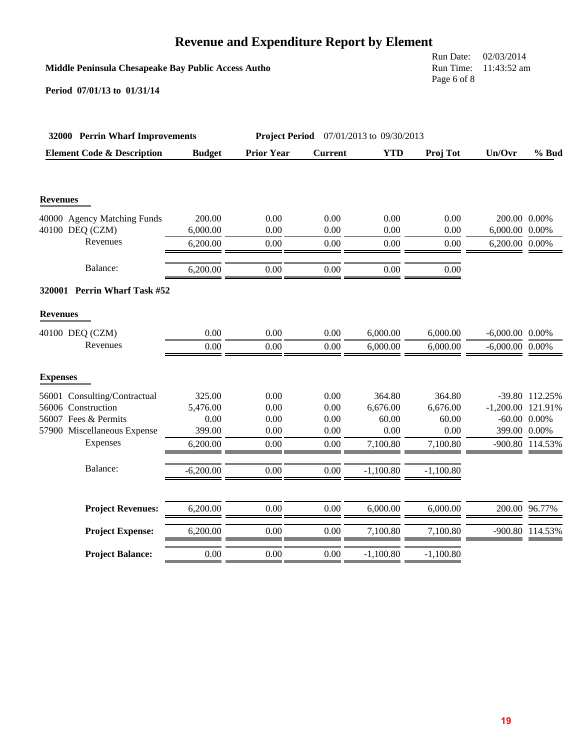# Revenue and Expenditure Report by Element

**Middle Peninsula Chesapeake Bay Public Access Autho**

Run Date: 02/03/2014
Run Time: 11:43:52 am

**Period 07/01/13 to 01/31/14**

**32000 Perrin Wharf Improvements** — **Project Period** 07/01/2013 to 09/30/2013

| Element Code & Description | Budget | Prior Year | Current | YTD | Proj Tot | Un/Ovr | % Bud |
|---|---|---|---|---|---|---|---|
| **Revenues** | | | | | | | |
| 40000 Agency Matching Funds | 200.00 | 0.00 | 0.00 | 0.00 | 0.00 | 200.00 | 0.00% |
| 40100 DEQ (CZM) | 6,000.00 | 0.00 | 0.00 | 0.00 | 0.00 | 6,000.00 | 0.00% |
| Revenues | 6,200.00 | 0.00 | 0.00 | 0.00 | 0.00 | 6,200.00 | 0.00% |
| Balance: | 6,200.00 | 0.00 | 0.00 | 0.00 | 0.00 | | |
| **320001 Perrin Wharf Task #52** | | | | | | | |
| **Revenues** | | | | | | | |
| 40100 DEQ (CZM) | 0.00 | 0.00 | 0.00 | 6,000.00 | 6,000.00 | -6,000.00 | 0.00% |
| Revenues | 0.00 | 0.00 | 0.00 | 6,000.00 | 6,000.00 | -6,000.00 | 0.00% |
| **Expenses** | | | | | | | |
| 56001 Consulting/Contractual | 325.00 | 0.00 | 0.00 | 364.80 | 364.80 | -39.80 | 112.25% |
| 56006 Construction | 5,476.00 | 0.00 | 0.00 | 6,676.00 | 6,676.00 | -1,200.00 | 121.91% |
| 56007 Fees & Permits | 0.00 | 0.00 | 0.00 | 60.00 | 60.00 | -60.00 | 0.00% |
| 57900 Miscellaneous Expense | 399.00 | 0.00 | 0.00 | 0.00 | 0.00 | 399.00 | 0.00% |
| Expenses | 6,200.00 | 0.00 | 0.00 | 7,100.80 | 7,100.80 | -900.80 | 114.53% |
| Balance: | -6,200.00 | 0.00 | 0.00 | -1,100.80 | -1,100.80 | | |
| **Project Revenues:** | 6,200.00 | 0.00 | 0.00 | 6,000.00 | 6,000.00 | 200.00 | 96.77% |
| **Project Expense:** | 6,200.00 | 0.00 | 0.00 | 7,100.80 | 7,100.80 | -900.80 | 114.53% |
| **Project Balance:** | 0.00 | 0.00 | 0.00 | -1,100.80 | -1,100.80 | | |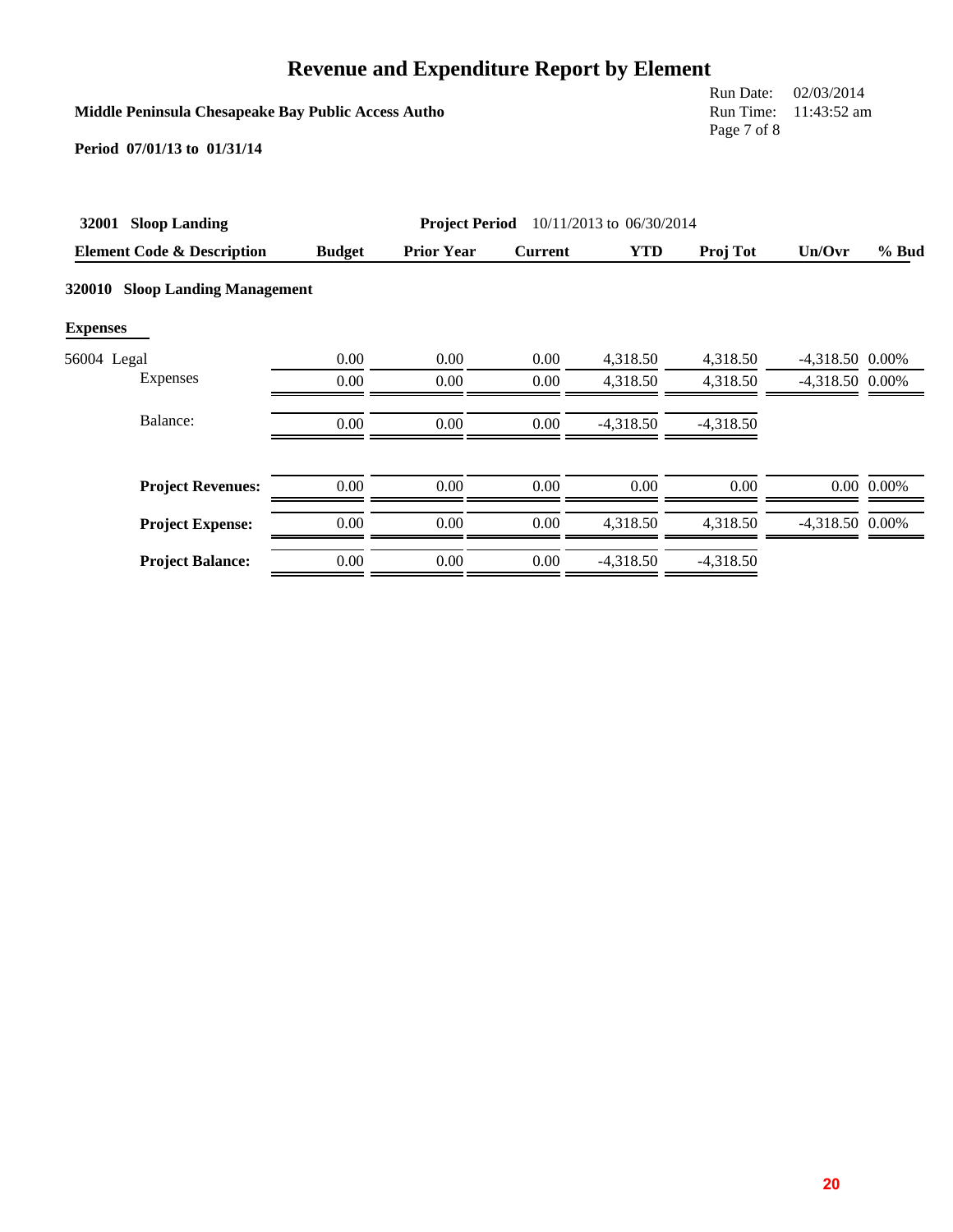# Revenue and Expenditure Report by Element

**Middle Peninsula Chesapeake Bay Public Access Autho**

Run Date: 02/03/2014
Run Time: 11:43:52 am

**Period 07/01/13 to 01/31/14**

**32001 Sloop Landing** — **Project Period** 10/11/2013 to 06/30/2014

| Element Code & Description | Budget | Prior Year | Current | YTD | Proj Tot | Un/Ovr | % Bud |
|---|---|---|---|---|---|---|---|
| **320010 Sloop Landing Management** | | | | | | | |
| **Expenses** | | | | | | | |
| 56004 Legal | 0.00 | 0.00 | 0.00 | 4,318.50 | 4,318.50 | -4,318.50 | 0.00% |
| Expenses | 0.00 | 0.00 | 0.00 | 4,318.50 | 4,318.50 | -4,318.50 | 0.00% |
| Balance: | 0.00 | 0.00 | 0.00 | -4,318.50 | -4,318.50 | | |
| **Project Revenues:** | 0.00 | 0.00 | 0.00 | 0.00 | 0.00 | 0.00 | 0.00% |
| **Project Expense:** | 0.00 | 0.00 | 0.00 | 4,318.50 | 4,318.50 | -4,318.50 | 0.00% |
| **Project Balance:** | 0.00 | 0.00 | 0.00 | -4,318.50 | -4,318.50 | | |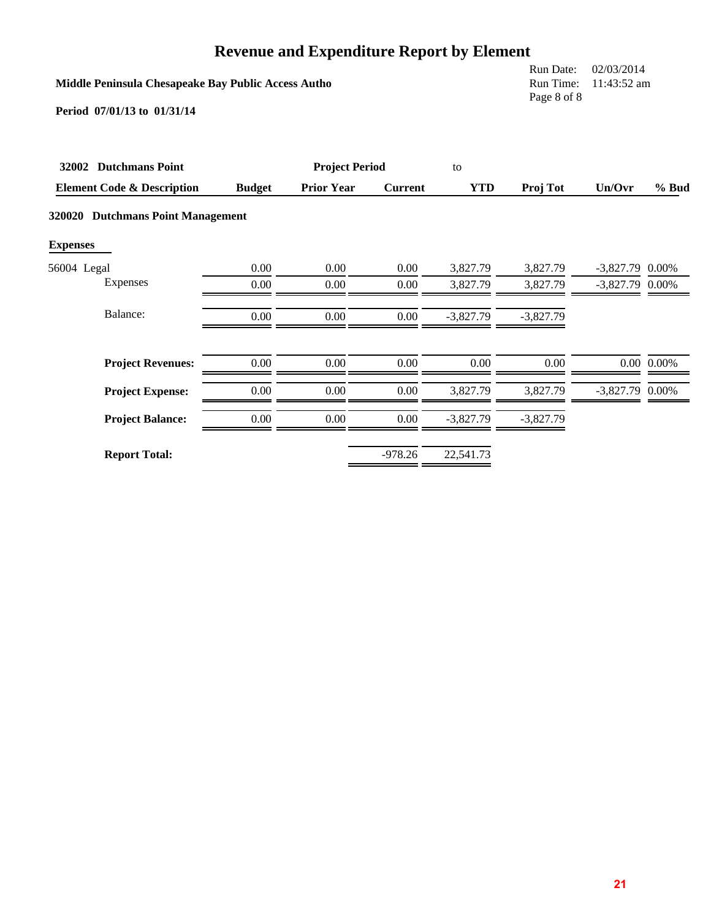# Revenue and Expenditure Report by Element

**Middle Peninsula Chesapeake Bay Public Access Autho**

Run Date: 02/03/2014
Run Time: 11:43:52 am

**Period 07/01/13 to 01/31/14**

| **32002 Dutchmans Point** | | **Project Period** | | to | | | |
|---|---|---|---|---|---|---|---|
| **Element Code & Description** | **Budget** | **Prior Year** | **Current** | **YTD** | **Proj Tot** | **Un/Ovr** | **% Bud** |
| **320020 Dutchmans Point Management** | | | | | | | |
| **Expenses** | | | | | | | |
| 56004 Legal | 0.00 | 0.00 | 0.00 | 3,827.79 | 3,827.79 | -3,827.79 | 0.00% |
| Expenses | 0.00 | 0.00 | 0.00 | 3,827.79 | 3,827.79 | -3,827.79 | 0.00% |
| Balance: | 0.00 | 0.00 | 0.00 | -3,827.79 | -3,827.79 | | |
| **Project Revenues:** | 0.00 | 0.00 | 0.00 | 0.00 | 0.00 | 0.00 | 0.00% |
| **Project Expense:** | 0.00 | 0.00 | 0.00 | 3,827.79 | 3,827.79 | -3,827.79 | 0.00% |
| **Project Balance:** | 0.00 | 0.00 | 0.00 | -3,827.79 | -3,827.79 | | |
| **Report Total:** | | | -978.26 | 22,541.73 | | | |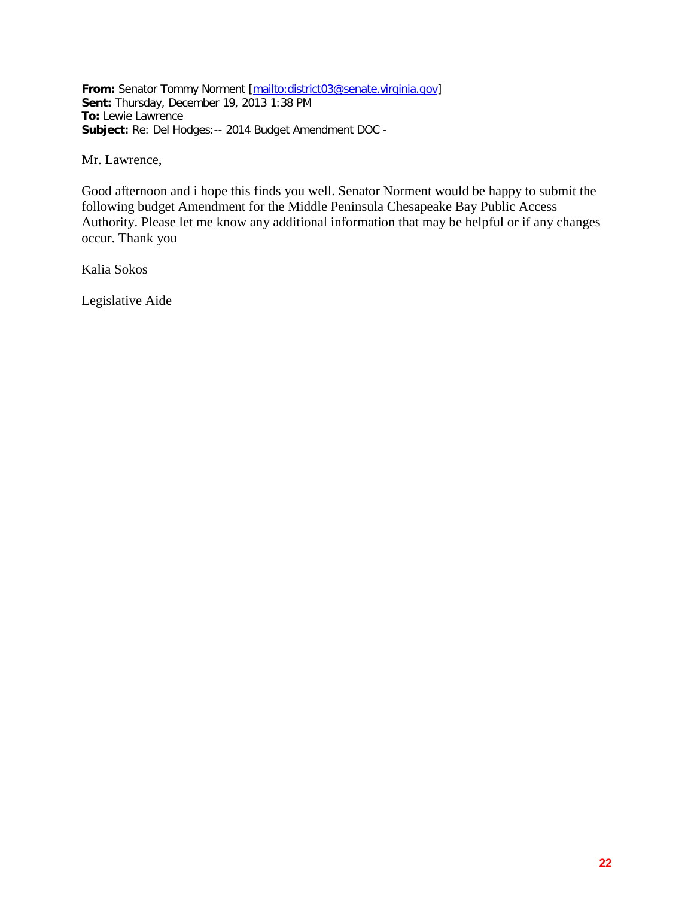**From:** Senator Tommy Norment [mailto:district03@senate.virginia.gov]
**Sent:** Thursday, December 19, 2013 1:38 PM
**To:** Lewie Lawrence
**Subject:** Re: Del Hodges:-- 2014 Budget Amendment DOC -

Mr. Lawrence,

Good afternoon and i hope this finds you well. Senator Norment would be happy to submit the following budget Amendment for the Middle Peninsula Chesapeake Bay Public Access Authority. Please let me know any additional information that may be helpful or if any changes occur. Thank you

Kalia Sokos

Legislative Aide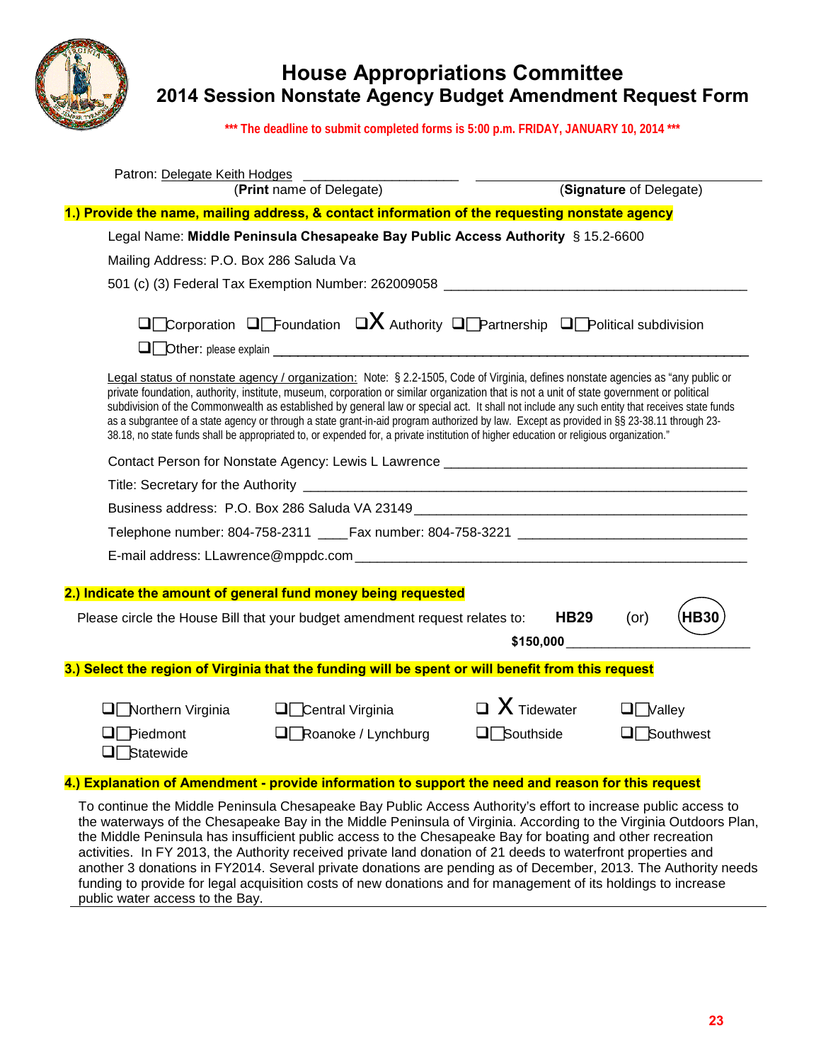# House Appropriations Committee

## 2014 Session Nonstate Agency Budget Amendment Request Form

**\*\*\* The deadline to submit completed forms is 5:00 p.m. FRIDAY, JANUARY 10, 2014 \*\*\***

Patron: Delegate Keith Hodges ____________________ ______________________________

(**Print** name of Delegate) (**Signature** of Delegate)

**1.) Provide the name, mailing address, & contact information of the requesting nonstate agency**

Legal Name: **Middle Peninsula Chesapeake Bay Public Access Authority** § 15.2-6600

Mailing Address: P.O. Box 286 Saluda Va

501 (c) (3) Federal Tax Exemption Number: 262009058 ______________________________

☐ Corporation ☐ Foundation X Authority ☐ Partnership ☐ Political subdivision

☐ Other: please explain ______________________________________________

Legal status of nonstate agency / organization: Note: § 2.2-1505, Code of Virginia, defines nonstate agencies as "any public or private foundation, authority, institute, museum, corporation or similar organization that is not a unit of state government or political subdivision of the Commonwealth as established by general law or special act. It shall not include any such entity that receives state funds as a subgrantee of a state agency or through a state grant-in-aid program authorized by law. Except as provided in §§ 23-38.11 through 23-38.18, no state funds shall be appropriated to, or expended for, a private institution of higher education or religious organization."

Contact Person for Nonstate Agency: Lewis L Lawrence ______________________________

Title: Secretary for the Authority ______________________________________________

Business address: P.O. Box 286 Saluda VA 23149 ______________________________

Telephone number: 804-758-2311 ____Fax number: 804-758-3221 ______________________

E-mail address: LLawrence@mppdc.com ______________________________________

**2.) Indicate the amount of general fund money being requested**

Please circle the House Bill that your budget amendment request relates to: **HB29** (or) **(HB30)** (circled)

**$150,000** ________________________

**3.) Select the region of Virginia that the funding will be spent or will benefit from this request**

☐ Northern Virginia ☐ Central Virginia X Tidewater ☐ Valley

☐ Piedmont ☐ Roanoke / Lynchburg ☐ Southside ☐ Southwest

☐ Statewide

**4.) Explanation of Amendment - provide information to support the need and reason for this request**

To continue the Middle Peninsula Chesapeake Bay Public Access Authority's effort to increase public access to the waterways of the Chesapeake Bay in the Middle Peninsula of Virginia. According to the Virginia Outdoors Plan, the Middle Peninsula has insufficient public access to the Chesapeake Bay for boating and other recreation activities. In FY 2013, the Authority received private land donation of 21 deeds to waterfront properties and another 3 donations in FY2014. Several private donations are pending as of December, 2013. The Authority needs funding to provide for legal acquisition costs of new donations and for management of its holdings to increase public water access to the Bay.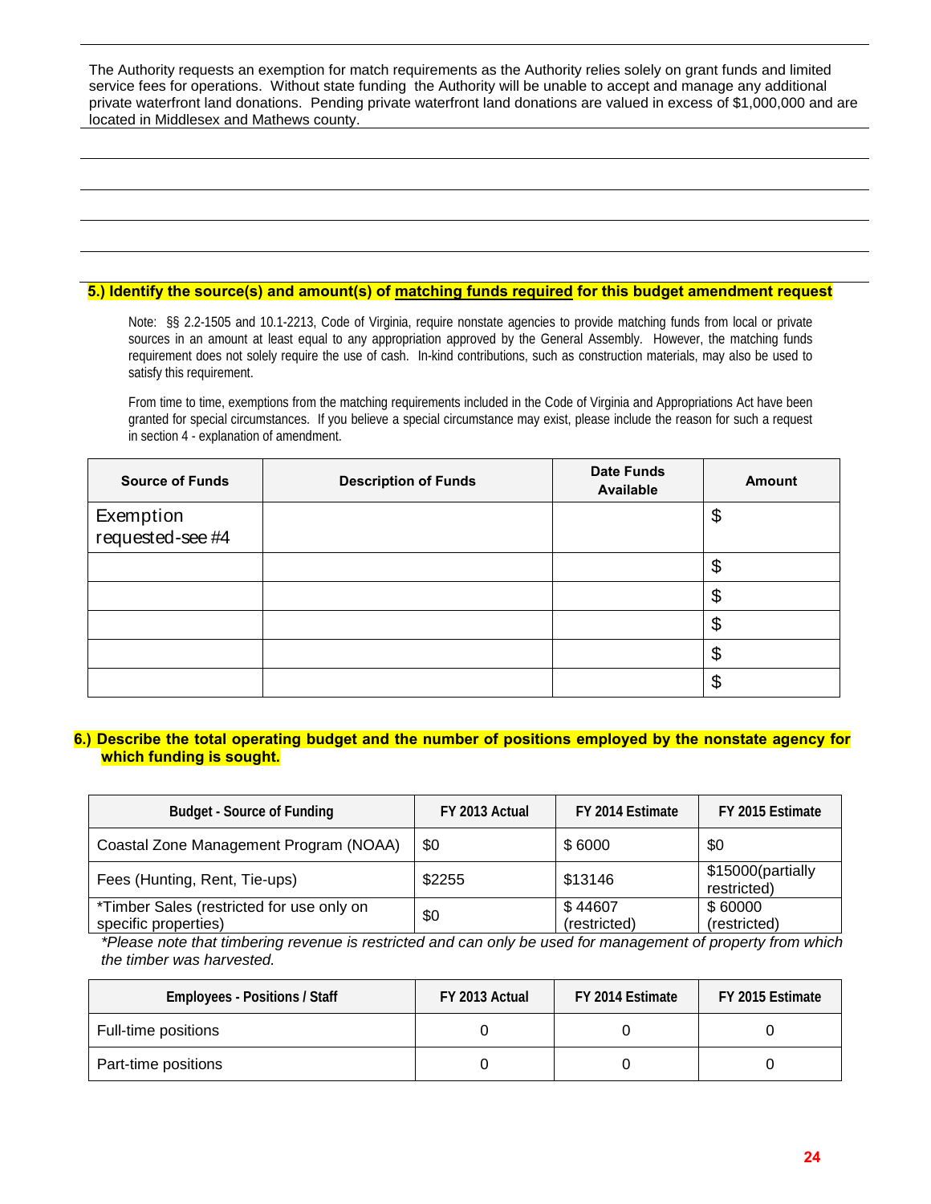The Authority requests an exemption for match requirements as the Authority relies solely on grant funds and limited service fees for operations. Without state funding the Authority will be unable to accept and manage any additional private waterfront land donations. Pending private waterfront land donations are valued in excess of $1,000,000 and are located in Middlesex and Mathews county.

**5.) Identify the source(s) and amount(s) of matching funds required for this budget amendment request**

Note: §§ 2.2-1505 and 10.1-2213, Code of Virginia, require nonstate agencies to provide matching funds from local or private sources in an amount at least equal to any appropriation approved by the General Assembly. However, the matching funds requirement does not solely require the use of cash. In-kind contributions, such as construction materials, may also be used to satisfy this requirement.

From time to time, exemptions from the matching requirements included in the Code of Virginia and Appropriations Act have been granted for special circumstances. If you believe a special circumstance may exist, please include the reason for such a request in section 4 - explanation of amendment.

| Source of Funds | Description of Funds | Date Funds Available | Amount |
|---|---|---|---|
| Exemption requested-see #4 | | | $ |
| | | | $ |
| | | | $ |
| | | | $ |
| | | | $ |
| | | | $ |

**6.) Describe the total operating budget and the number of positions employed by the nonstate agency for which funding is sought.**

| Budget - Source of Funding | FY 2013 Actual | FY 2014 Estimate | FY 2015 Estimate |
|---|---|---|---|
| Coastal Zone Management Program (NOAA) | $0 | $ 6000 | $0 |
| Fees (Hunting, Rent, Tie-ups) | $2255 | $13146 | $15000(partially restricted) |
| *Timber Sales (restricted for use only on specific properties) | $0 | $ 44607 (restricted) | $ 60000 (restricted) |

*\*Please note that timbering revenue is restricted and can only be used for management of property from which the timber was harvested.*

| Employees - Positions / Staff | FY 2013 Actual | FY 2014 Estimate | FY 2015 Estimate |
|---|---|---|---|
| Full-time positions | 0 | 0 | 0 |
| Part-time positions | 0 | 0 | 0 |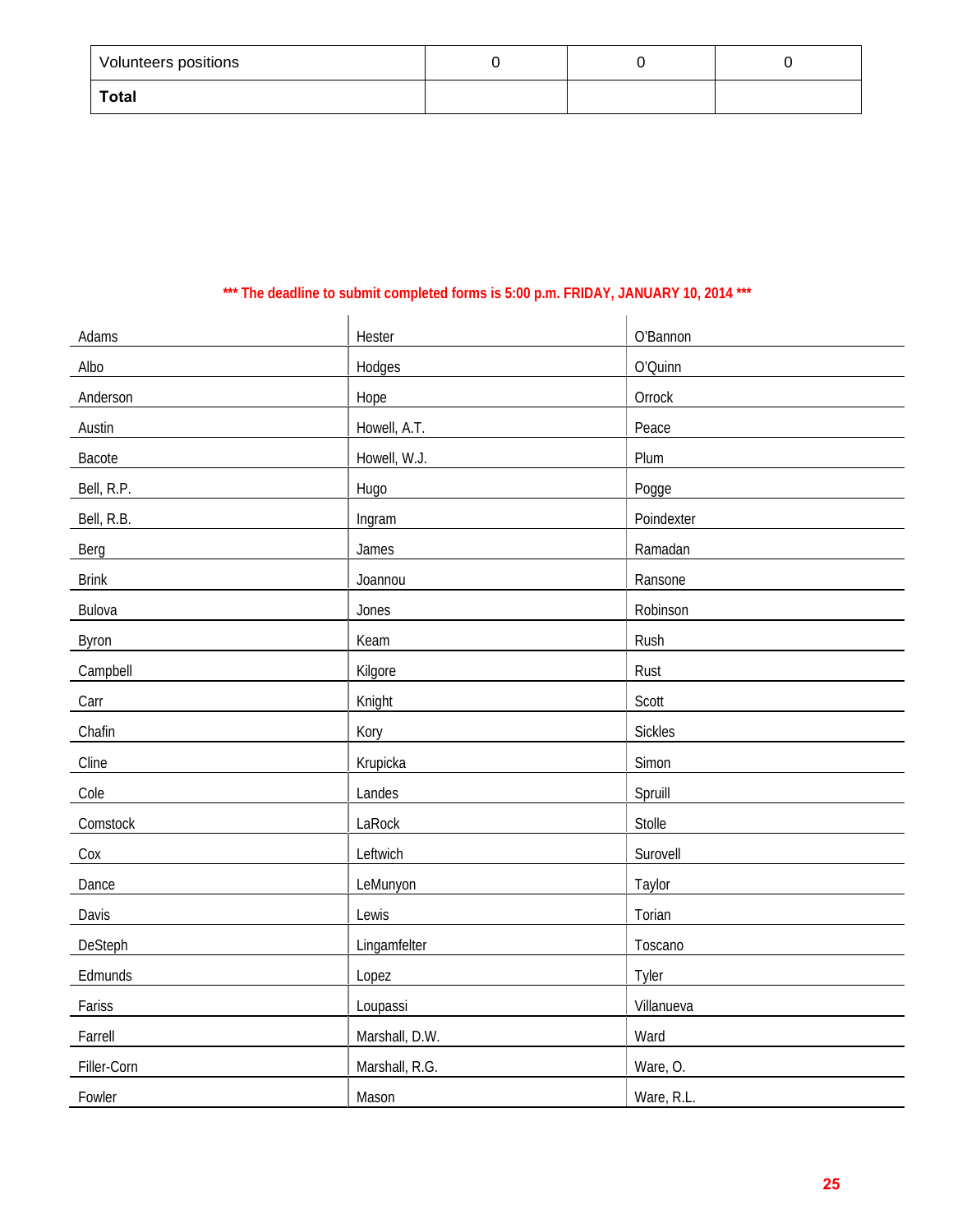| Volunteers positions | 0 | 0 | 0 |
|---|---|---|---|
| **Total** | | | |

**\*\*\* The deadline to submit completed forms is 5:00 p.m. FRIDAY, JANUARY 10, 2014 \*\*\***

| | | |
|---|---|---|
| Adams | Hester | O'Bannon |
| Albo | Hodges | O'Quinn |
| Anderson | Hope | Orrock |
| Austin | Howell, A.T. | Peace |
| Bacote | Howell, W.J. | Plum |
| Bell, R.P. | Hugo | Pogge |
| Bell, R.B. | Ingram | Poindexter |
| Berg | James | Ramadan |
| Brink | Joannou | Ransone |
| Bulova | Jones | Robinson |
| Byron | Keam | Rush |
| Campbell | Kilgore | Rust |
| Carr | Knight | Scott |
| Chafin | Kory | Sickles |
| Cline | Krupicka | Simon |
| Cole | Landes | Spruill |
| Comstock | LaRock | Stolle |
| Cox | Leftwich | Surovell |
| Dance | LeMunyon | Taylor |
| Davis | Lewis | Torian |
| DeSteph | Lingamfelter | Toscano |
| Edmunds | Lopez | Tyler |
| Fariss | Loupassi | Villanueva |
| Farrell | Marshall, D.W. | Ward |
| Filler-Corn | Marshall, R.G. | Ware, O. |
| Fowler | Mason | Ware, R.L. |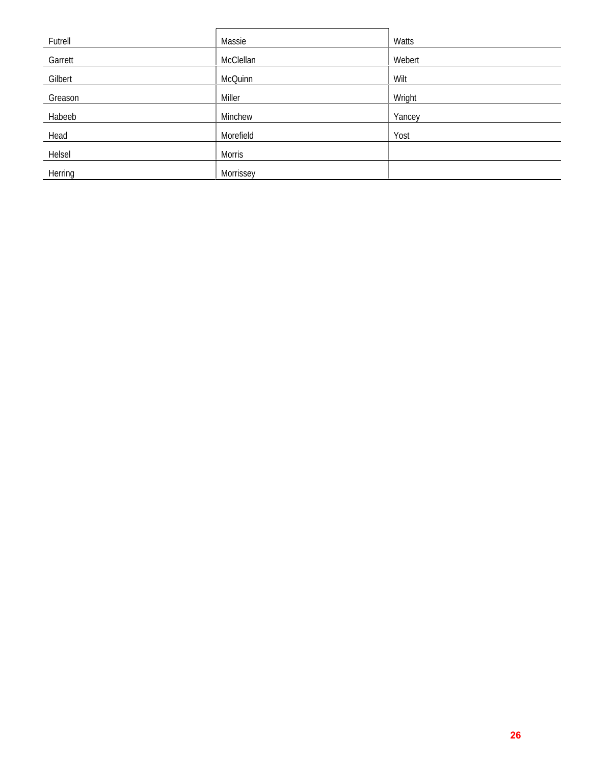| | | |
|---|---|---|
| Futrell | Massie | Watts |
| Garrett | McClellan | Webert |
| Gilbert | McQuinn | Wilt |
| Greason | Miller | Wright |
| Habeeb | Minchew | Yancey |
| Head | Morefield | Yost |
| Helsel | Morris | |
| Herring | Morrissey | |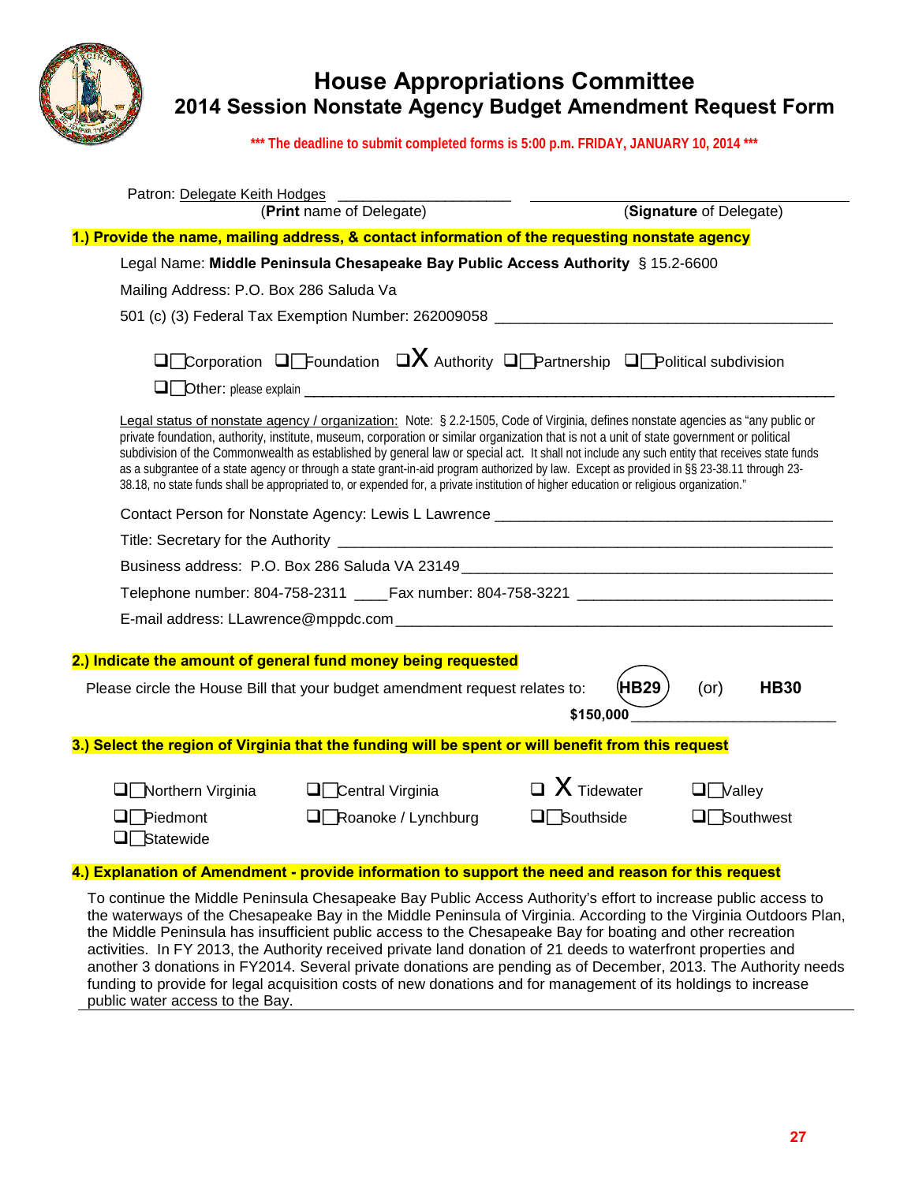# House Appropriations Committee

## 2014 Session Nonstate Agency Budget Amendment Request Form

*** The deadline to submit completed forms is 5:00 p.m. FRIDAY, JANUARY 10, 2014 ***

Patron: Delegate Keith Hodges ____________________ ______________________________

(**Print** name of Delegate) (**Signature** of Delegate)

**1.) Provide the name, mailing address, & contact information of the requesting nonstate agency**

Legal Name: **Middle Peninsula Chesapeake Bay Public Access Authority** § 15.2-6600

Mailing Address: P.O. Box 286 Saluda Va

501 (c) (3) Federal Tax Exemption Number: 262009058 ______________________________________

☐ Corporation ☐ Foundation ☒ Authority ☐ Partnership ☐ Political subdivision

☐ Other: please explain ____________________________________________________________

Legal status of nonstate agency / organization: Note: § 2.2-1505, Code of Virginia, defines nonstate agencies as "any public or private foundation, authority, institute, museum, corporation or similar organization that is not a unit of state government or political subdivision of the Commonwealth as established by general law or special act. It shall not include any such entity that receives state funds as a subgrantee of a state agency or through a state grant-in-aid program authorized by law. Except as provided in §§ 23-38.11 through 23-38.18, no state funds shall be appropriated to, or expended for, a private institution of higher education or religious organization."

Contact Person for Nonstate Agency: Lewis L Lawrence ______________________________________

Title: Secretary for the Authority ______________________________________________________

Business address: P.O. Box 286 Saluda VA 23149 _______________________________________

Telephone number: 804-758-2311 ____Fax number: 804-758-3221 ___________________________

E-mail address: LLawrence@mppdc.com ______________________________________________

**2.) Indicate the amount of general fund money being requested**

Please circle the House Bill that your budget amendment request relates to: (**HB29**) (or) **HB30**

**$150,000** ________________________

**3.) Select the region of Virginia that the funding will be spent or will benefit from this request**

☐ Northern Virginia ☐ Central Virginia ☒ Tidewater ☐ Valley

☐ Piedmont ☐ Roanoke / Lynchburg ☐ Southside ☐ Southwest

☐ Statewide

**4.) Explanation of Amendment - provide information to support the need and reason for this request**

To continue the Middle Peninsula Chesapeake Bay Public Access Authority's effort to increase public access to the waterways of the Chesapeake Bay in the Middle Peninsula of Virginia. According to the Virginia Outdoors Plan, the Middle Peninsula has insufficient public access to the Chesapeake Bay for boating and other recreation activities. In FY 2013, the Authority received private land donation of 21 deeds to waterfront properties and another 3 donations in FY2014. Several private donations are pending as of December, 2013. The Authority needs funding to provide for legal acquisition costs of new donations and for management of its holdings to increase public water access to the Bay.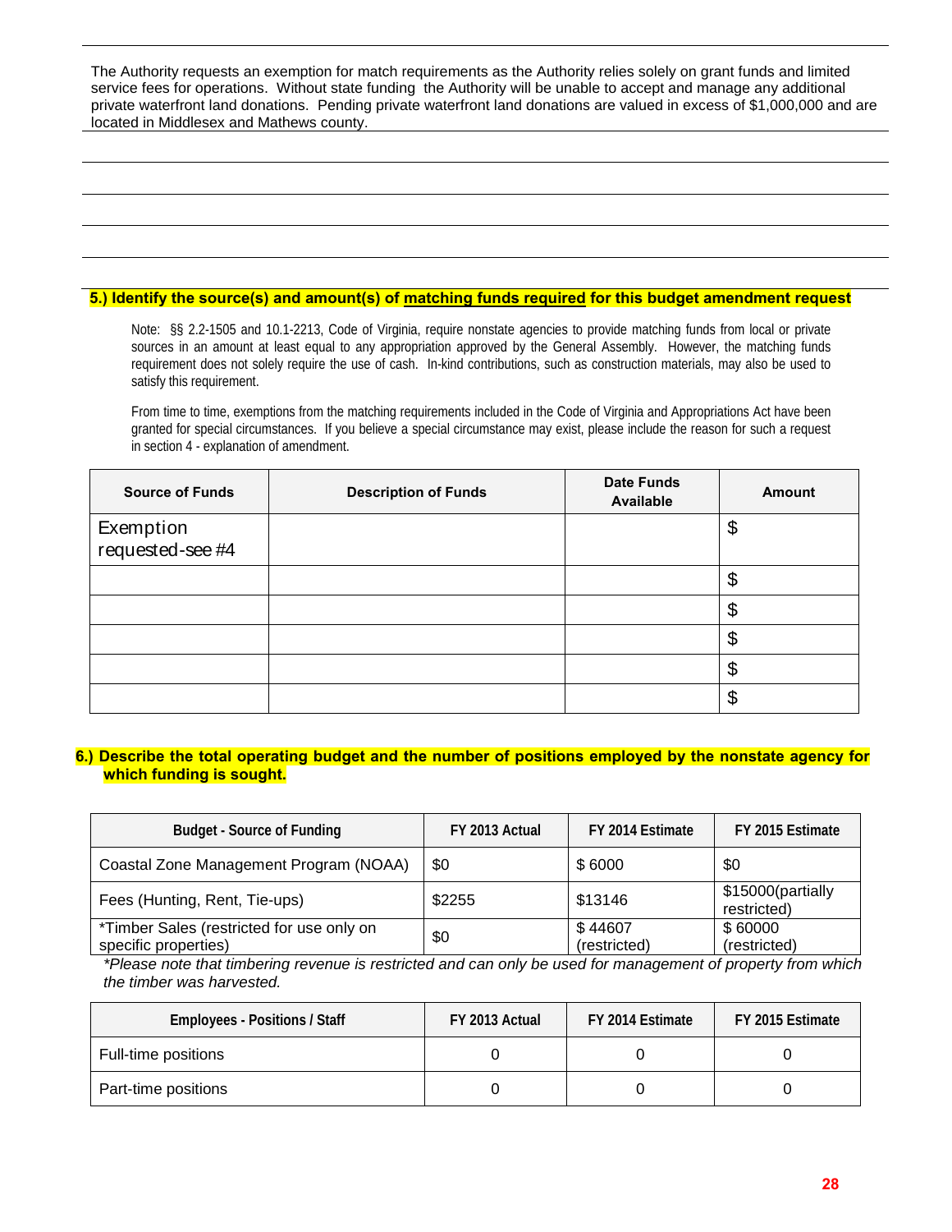The Authority requests an exemption for match requirements as the Authority relies solely on grant funds and limited service fees for operations. Without state funding the Authority will be unable to accept and manage any additional private waterfront land donations. Pending private waterfront land donations are valued in excess of $1,000,000 and are located in Middlesex and Mathews county.

**5.) Identify the source(s) and amount(s) of matching funds required for this budget amendment request**

Note: §§ 2.2-1505 and 10.1-2213, Code of Virginia, require nonstate agencies to provide matching funds from local or private sources in an amount at least equal to any appropriation approved by the General Assembly. However, the matching funds requirement does not solely require the use of cash. In-kind contributions, such as construction materials, may also be used to satisfy this requirement.

From time to time, exemptions from the matching requirements included in the Code of Virginia and Appropriations Act have been granted for special circumstances. If you believe a special circumstance may exist, please include the reason for such a request in section 4 - explanation of amendment.

| Source of Funds | Description of Funds | Date Funds Available | Amount |
|---|---|---|---|
| Exemption requested-see #4 | | | $ |
| | | | $ |
| | | | $ |
| | | | $ |
| | | | $ |
| | | | $ |

**6.) Describe the total operating budget and the number of positions employed by the nonstate agency for which funding is sought.**

| Budget - Source of Funding | FY 2013 Actual | FY 2014 Estimate | FY 2015 Estimate |
|---|---|---|---|
| Coastal Zone Management Program (NOAA) | $0 | $ 6000 | $0 |
| Fees (Hunting, Rent, Tie-ups) | $2255 | $13146 | $15000(partially restricted) |
| *Timber Sales (restricted for use only on specific properties) | $0 | $ 44607 (restricted) | $ 60000 (restricted) |

*\*Please note that timbering revenue is restricted and can only be used for management of property from which the timber was harvested.*

| Employees - Positions / Staff | FY 2013 Actual | FY 2014 Estimate | FY 2015 Estimate |
|---|---|---|---|
| Full-time positions | 0 | 0 | 0 |
| Part-time positions | 0 | 0 | 0 |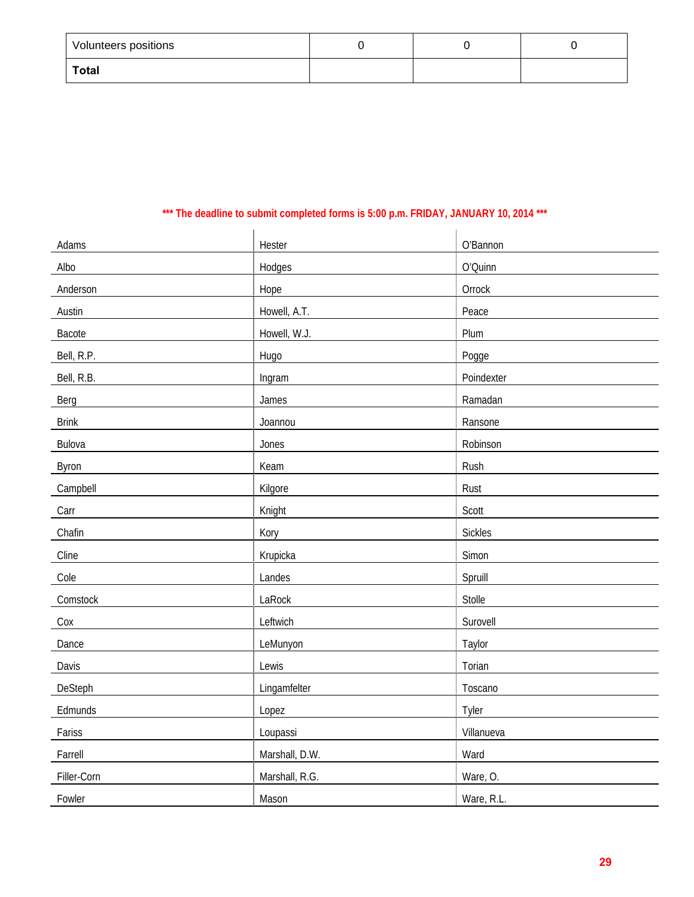| Volunteers positions | 0 | 0 | 0 |
| --- | --- | --- | --- |
| **Total** | | | |

**\*\*\* The deadline to submit completed forms is 5:00 p.m. FRIDAY, JANUARY 10, 2014 \*\*\***

| | | |
| --- | --- | --- |
| Adams | Hester | O'Bannon |
| Albo | Hodges | O'Quinn |
| Anderson | Hope | Orrock |
| Austin | Howell, A.T. | Peace |
| Bacote | Howell, W.J. | Plum |
| Bell, R.P. | Hugo | Pogge |
| Bell, R.B. | Ingram | Poindexter |
| Berg | James | Ramadan |
| Brink | Joannou | Ransone |
| Bulova | Jones | Robinson |
| Byron | Keam | Rush |
| Campbell | Kilgore | Rust |
| Carr | Knight | Scott |
| Chafin | Kory | Sickles |
| Cline | Krupicka | Simon |
| Cole | Landes | Spruill |
| Comstock | LaRock | Stolle |
| Cox | Leftwich | Surovell |
| Dance | LeMunyon | Taylor |
| Davis | Lewis | Torian |
| DeSteph | Lingamfelter | Toscano |
| Edmunds | Lopez | Tyler |
| Fariss | Loupassi | Villanueva |
| Farrell | Marshall, D.W. | Ward |
| Filler-Corn | Marshall, R.G. | Ware, O. |
| Fowler | Mason | Ware, R.L. |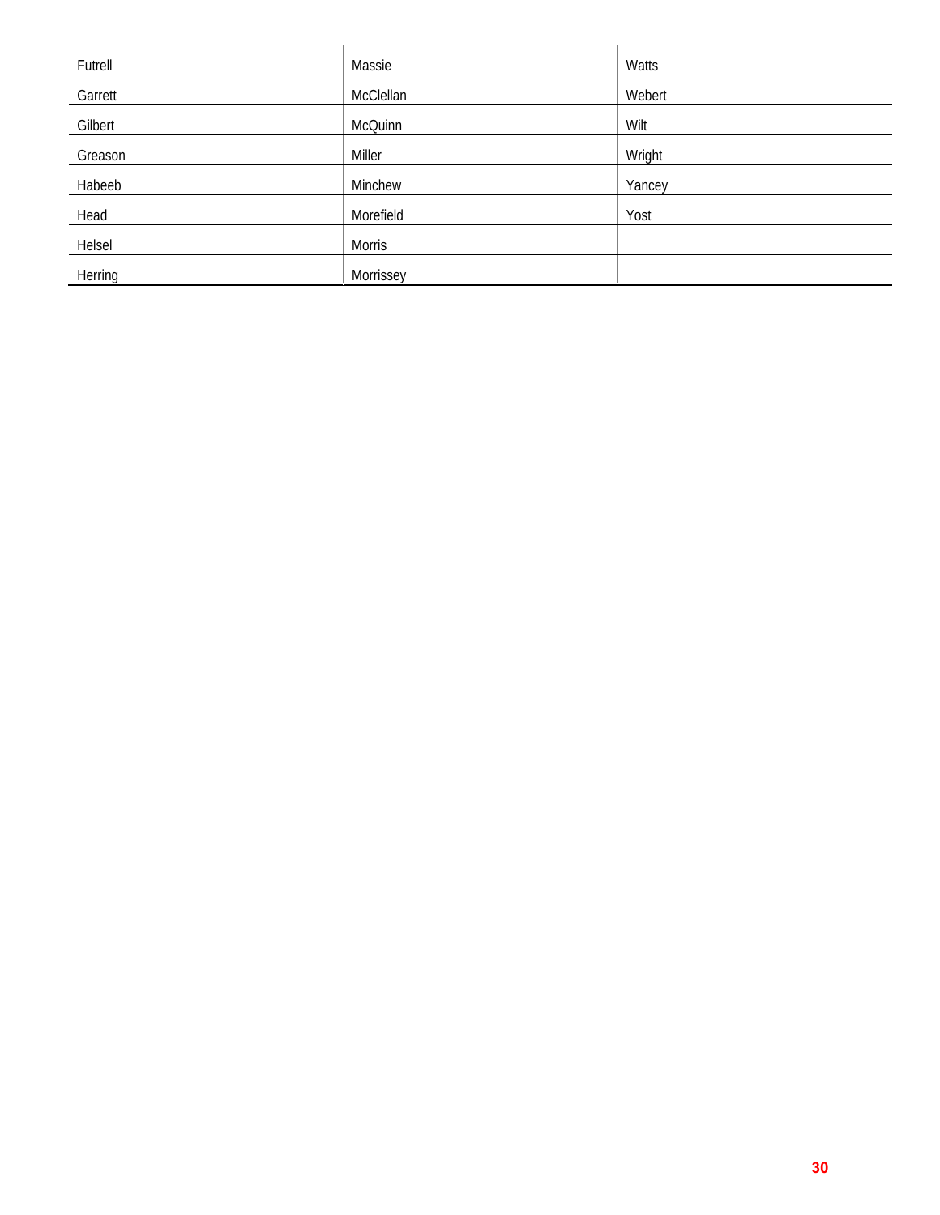| | | |
|---|---|---|
| Futrell | Massie | Watts |
| Garrett | McClellan | Webert |
| Gilbert | McQuinn | Wilt |
| Greason | Miller | Wright |
| Habeeb | Minchew | Yancey |
| Head | Morefield | Yost |
| Helsel | Morris | |
| Herring | Morrissey | |